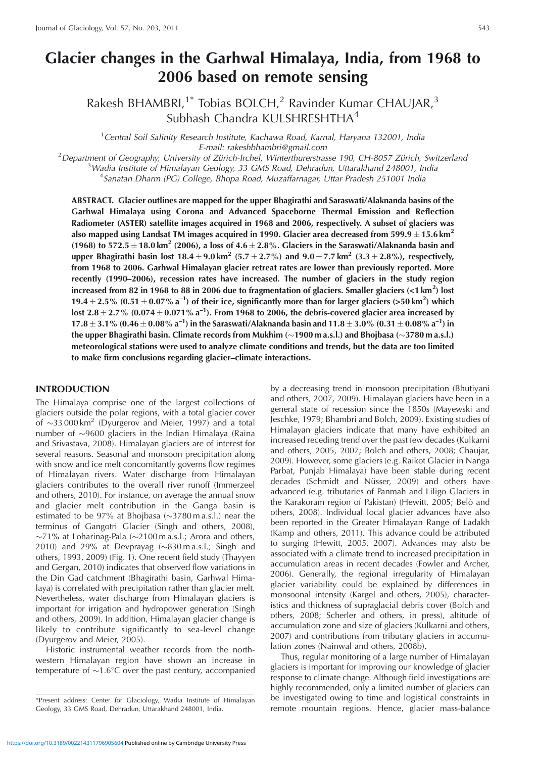# Glacier changes in the Garhwal Himalaya, India, from 1968 to 2006 based on remote sensing

Rakesh BHAMBRI,[1*] Tobias BOLCH,[2] Ravinder Kumar CHAUJAR,[3] Subhash Chandra KULSHRESHTHA[4]

[1]Central Soil Salinity Research Institute, Kachawa Road, Karnal, Haryana 132001, India
E-mail: rakeshbhambri@gmail.com

[2]Department of Geography, University of Zürich-Irchel, Winterthurerstrasse 190, CH-8057 Zürich, Switzerland

[3]Wadia Institute of Himalayan Geology, 33 GMS Road, Dehradun, Uttarakhand 248001, India

[4]Sanatan Dharm (PG) College, Bhopa Road, Muzaffarnagar, Uttar Pradesh 251001 India

**ABSTRACT. Glacier outlines are mapped for the upper Bhagirathi and Saraswati/Alaknanda basins of the Garhwal Himalaya using Corona and Advanced Spaceborne Thermal Emission and Reflection Radiometer (ASTER) satellite images acquired in 1968 and 2006, respectively. A subset of glaciers was also mapped using Landsat TM images acquired in 1990. Glacier area decreased from $599.9 \pm 15.6\,km^2$ (1968) to $572.5 \pm 18.0\,km^2$ (2006), a loss of $4.6 \pm 2.8\%$. Glaciers in the Saraswati/Alaknanda basin and upper Bhagirathi basin lost $18.4 \pm 9.0\,km^2$ ($5.7 \pm 2.7\%$) and $9.0 \pm 7.7\,km^2$ ($3.3 \pm 2.8\%$), respectively, from 1968 to 2006. Garhwal Himalayan glacier retreat rates are lower than previously reported. More recently (1990–2006), recession rates have increased. The number of glaciers in the study region increased from 82 in 1968 to 88 in 2006 due to fragmentation of glaciers. Smaller glaciers ($<1\,km^2$) lost $19.4 \pm 2.5\%$ ($0.51 \pm 0.07\%\,a^{-1}$) of their ice, significantly more than for larger glaciers ($>50\,km^2$) which lost $2.8 \pm 2.7\%$ ($0.074 \pm 0.071\%\,a^{-1}$). From 1968 to 2006, the debris-covered glacier area increased by $17.8 \pm 3.1\%$ ($0.46 \pm 0.08\%\,a^{-1}$) in the Saraswati/Alaknanda basin and $11.8 \pm 3.0\%$ ($0.31 \pm 0.08\%\,a^{-1}$) in the upper Bhagirathi basin. Climate records from Mukhim (~1900 m a.s.l.) and Bhojbasa (~3780 m a.s.l.) meteorological stations were used to analyze climate conditions and trends, but the data are too limited to make firm conclusions regarding glacier–climate interactions.**

## INTRODUCTION

The Himalaya comprise one of the largest collections of glaciers outside the polar regions, with a total glacier cover of ~33 000 km$^2$ (Dyurgerov and Meier, 1997) and a total number of ~9600 glaciers in the Indian Himalaya (Raina and Srivastava, 2008). Himalayan glaciers are of interest for several reasons. Seasonal and monsoon precipitation along with snow and ice melt concomitantly governs flow regimes of Himalayan rivers. Water discharge from Himalayan glaciers contributes to the overall river runoff (Immerzeel and others, 2010). For instance, on average the annual snow and glacier melt contribution in the Ganga basin is estimated to be 97% at Bhojbasa (~3780 m a.s.l.) near the terminus of Gangotri Glacier (Singh and others, 2008), ~71% at Loharinag-Pala (~2100 m a.s.l.; Arora and others, 2010) and 29% at Devprayag (~830 m a.s.l.; Singh and others, 1993, 2009) (Fig. 1). One recent field study (Thayyen and Gergan, 2010) indicates that observed flow variations in the Din Gad catchment (Bhagirathi basin, Garhwal Himalaya) is correlated with precipitation rather than glacier melt. Nevertheless, water discharge from Himalayan glaciers is important for irrigation and hydropower generation (Singh and others, 2009). In addition, Himalayan glacier change is likely to contribute significantly to sea-level change (Dyurgerov and Meier, 2005).

Historic instrumental weather records from the northwestern Himalayan region have shown an increase in temperature of ~1.6°C over the past century, accompanied by a decreasing trend in monsoon precipitation (Bhutiyani and others, 2007, 2009). Himalayan glaciers have been in a general state of recession since the 1850s (Mayewski and Jeschke, 1979; Bhambri and Bolch, 2009). Existing studies of Himalayan glaciers indicate that many have exhibited an increased receding trend over the past few decades (Kulkarni and others, 2005, 2007; Bolch and others, 2008; Chaujar, 2009). However, some glaciers (e.g. Raikot Glacier in Nanga Parbat, Punjab Himalaya) have been stable during recent decades (Schmidt and Nüsser, 2009) and others have advanced (e.g. tributaries of Panmah and Liligo Glaciers in the Karakoram region of Pakistan) (Hewitt, 2005; Belò and others, 2008). Individual local glacier advances have also been reported in the Greater Himalayan Range of Ladakh (Kamp and others, 2011). This advance could be attributed to surging (Hewitt, 2005, 2007). Advances may also be associated with a climate trend to increased precipitation in accumulation areas in recent decades (Fowler and Archer, 2006). Generally, the regional irregularity of Himalayan glacier variability could be explained by differences in monsoonal intensity (Kargel and others, 2005), characteristics and thickness of supraglacial debris cover (Bolch and others, 2008; Scherler and others, in press), altitude of accumulation zone and size of glaciers (Kulkarni and others, 2007) and contributions from tributary glaciers in accumulation zones (Nainwal and others, 2008b).

Thus, regular monitoring of a large number of Himalayan glaciers is important for improving our knowledge of glacier response to climate change. Although field investigations are highly recommended, only a limited number of glaciers can be investigated owing to time and logistical constraints in remote mountain regions. Hence, glacier mass-balance

*Present address: Center for Glaciology, Wadia Institute of Himalayan Geology, 33 GMS Road, Dehradun, Uttarakhand 248001, India.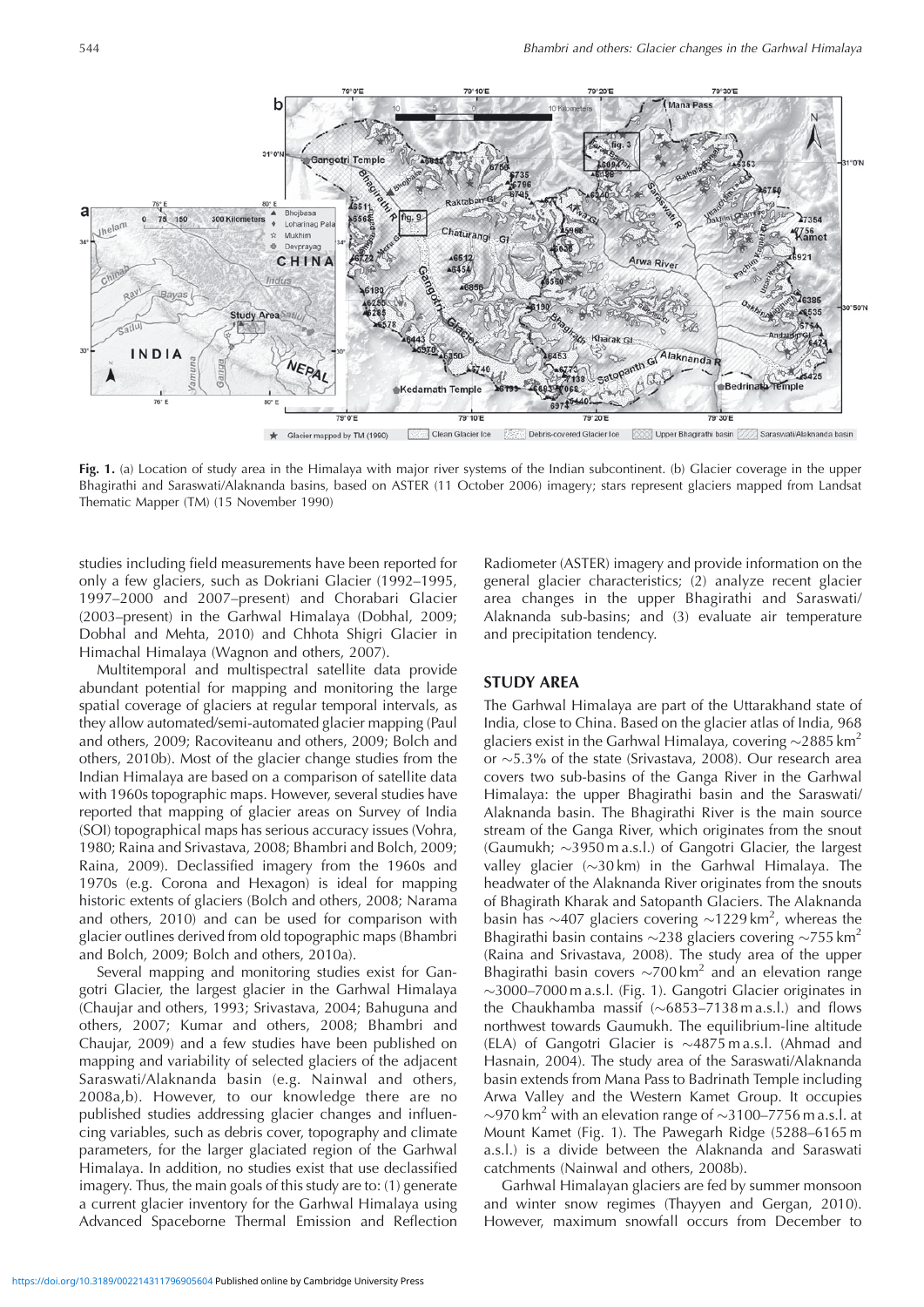**Fig. 1.** (a) Location of study area in the Himalaya with major river systems of the Indian subcontinent. (b) Glacier coverage in the upper Bhagirathi and Saraswati/Alaknanda basins, based on ASTER (11 October 2006) imagery; stars represent glaciers mapped from Landsat Thematic Mapper (TM) (15 November 1990)

studies including field measurements have been reported for only a few glaciers, such as Dokriani Glacier (1992–1995, 1997–2000 and 2007–present) and Chorabari Glacier (2003–present) in the Garhwal Himalaya (Dobhal, 2009; Dobhal and Mehta, 2010) and Chhota Shigri Glacier in Himachal Himalaya (Wagnon and others, 2007).

Multitemporal and multispectral satellite data provide abundant potential for mapping and monitoring the large spatial coverage of glaciers at regular temporal intervals, as they allow automated/semi-automated glacier mapping (Paul and others, 2009; Racoviteanu and others, 2009; Bolch and others, 2010b). Most of the glacier change studies from the Indian Himalaya are based on a comparison of satellite data with 1960s topographic maps. However, several studies have reported that mapping of glacier areas on Survey of India (SOI) topographical maps has serious accuracy issues (Vohra, 1980; Raina and Srivastava, 2008; Bhambri and Bolch, 2009; Raina, 2009). Declassified imagery from the 1960s and 1970s (e.g. Corona and Hexagon) is ideal for mapping historic extents of glaciers (Bolch and others, 2008; Narama and others, 2010) and can be used for comparison with glacier outlines derived from old topographic maps (Bhambri and Bolch, 2009; Bolch and others, 2010a).

Several mapping and monitoring studies exist for Gangotri Glacier, the largest glacier in the Garhwal Himalaya (Chaujar and others, 1993; Srivastava, 2004; Bahuguna and others, 2007; Kumar and others, 2008; Bhambri and Chaujar, 2009) and a few studies have been published on mapping and variability of selected glaciers of the adjacent Saraswati/Alaknanda basin (e.g. Nainwal and others, 2008a,b). However, to our knowledge there are no published studies addressing glacier changes and influencing variables, such as debris cover, topography and climate parameters, for the larger glaciated region of the Garhwal Himalaya. In addition, no studies exist that use declassified imagery. Thus, the main goals of this study are to: (1) generate a current glacier inventory for the Garhwal Himalaya using Advanced Spaceborne Thermal Emission and Reflection Radiometer (ASTER) imagery and provide information on the general glacier characteristics; (2) analyze recent glacier area changes in the upper Bhagirathi and Saraswati/Alaknanda sub-basins; and (3) evaluate air temperature and precipitation tendency.

## STUDY AREA

The Garhwal Himalaya are part of the Uttarakhand state of India, close to China. Based on the glacier atlas of India, 968 glaciers exist in the Garhwal Himalaya, covering ~2885 km$^2$ or ~5.3% of the state (Srivastava, 2008). Our research area covers two sub-basins of the Ganga River in the Garhwal Himalaya: the upper Bhagirathi basin and the Saraswati/Alaknanda basin. The Bhagirathi River is the main source stream of the Ganga River, which originates from the snout (Gaumukh; ~3950 m a.s.l.) of Gangotri Glacier, the largest valley glacier (~30 km) in the Garhwal Himalaya. The headwater of the Alaknanda River originates from the snouts of Bhagirath Kharak and Satopanth Glaciers. The Alaknanda basin has ~407 glaciers covering ~1229 km$^2$, whereas the Bhagirathi basin contains ~238 glaciers covering ~755 km$^2$ (Raina and Srivastava, 2008). The study area of the upper Bhagirathi basin covers ~700 km$^2$ and an elevation range ~3000–7000 m a.s.l. (Fig. 1). Gangotri Glacier originates in the Chaukhamba massif (~6853–7138 m a.s.l.) and flows northwest towards Gaumukh. The equilibrium-line altitude (ELA) of Gangotri Glacier is ~4875 m a.s.l. (Ahmad and Hasnain, 2004). The study area of the Saraswati/Alaknanda basin extends from Mana Pass to Badrinath Temple including Arwa Valley and the Western Kamet Group. It occupies ~970 km$^2$ with an elevation range of ~3100–7756 m a.s.l. at Mount Kamet (Fig. 1). The Pawegarh Ridge (5288–6165 m a.s.l.) is a divide between the Alaknanda and Saraswati catchments (Nainwal and others, 2008b).

Garhwal Himalayan glaciers are fed by summer monsoon and winter snow regimes (Thayyen and Gergan, 2010). However, maximum snowfall occurs from December to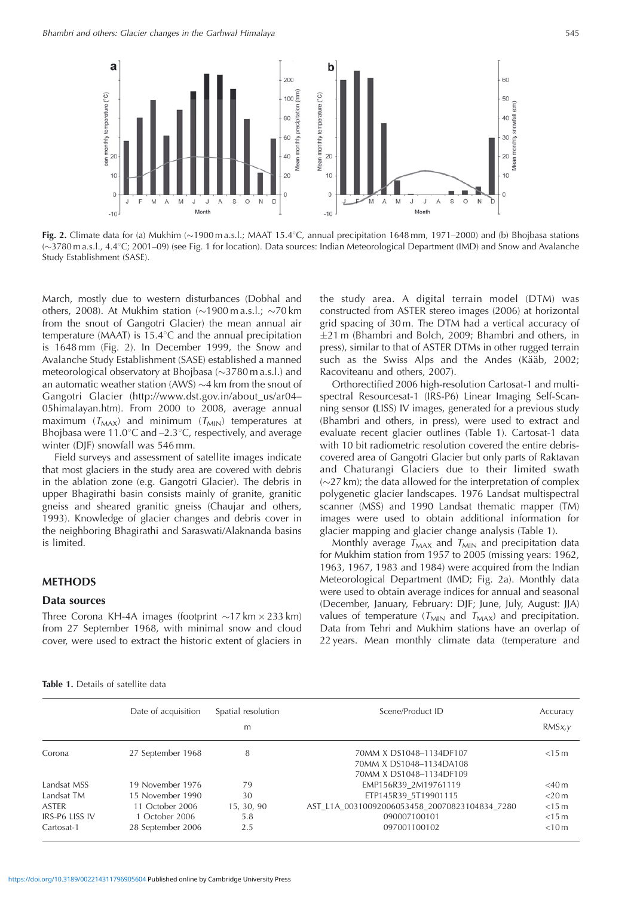**Fig. 2.** Climate data for (a) Mukhim (~1900 m a.s.l.; MAAT 15.4°C, annual precipitation 1648 mm, 1971–2000) and (b) Bhojbasa stations (~3780 m a.s.l., 4.4°C; 2001–09) (see Fig. 1 for location). Data sources: Indian Meteorological Department (IMD) and Snow and Avalanche Study Establishment (SASE).

March, mostly due to western disturbances (Dobhal and others, 2008). At Mukhim station (~1900 m a.s.l.; ~70 km from the snout of Gangotri Glacier) the mean annual air temperature (MAAT) is 15.4°C and the annual precipitation is 1648 mm (Fig. 2). In December 1999, the Snow and Avalanche Study Establishment (SASE) established a manned meteorological observatory at Bhojbasa (~3780 m a.s.l.) and an automatic weather station (AWS) ~4 km from the snout of Gangotri Glacier (http://www.dst.gov.in/about_us/ar04–05himalayan.htm). From 2000 to 2008, average annual maximum ($T_{MAX}$) and minimum ($T_{MIN}$) temperatures at Bhojbasa were 11.0°C and –2.3°C, respectively, and average winter (DJF) snowfall was 546 mm.

Field surveys and assessment of satellite images indicate that most glaciers in the study area are covered with debris in the ablation zone (e.g. Gangotri Glacier). The debris in upper Bhagirathi basin consists mainly of granite, granitic gneiss and sheared granitic gneiss (Chaujar and others, 1993). Knowledge of glacier changes and debris cover in the neighboring Bhagirathi and Saraswati/Alaknanda basins is limited.

## METHODS

### Data sources

Three Corona KH-4A images (footprint ~17 km × 233 km) from 27 September 1968, with minimal snow and cloud cover, were used to extract the historic extent of glaciers in the study area. A digital terrain model (DTM) was constructed from ASTER stereo images (2006) at horizontal grid spacing of 30 m. The DTM had a vertical accuracy of ±21 m (Bhambri and Bolch, 2009; Bhambri and others, in press), similar to that of ASTER DTMs in other rugged terrain such as the Swiss Alps and the Andes (Kääb, 2002; Racoviteanu and others, 2007).

Orthorectified 2006 high-resolution Cartosat-1 and multispectral Resourcesat-1 (IRS-P6) Linear Imaging Self-Scanning sensor (LISS) IV images, generated for a previous study (Bhambri and others, in press), were used to extract and evaluate recent glacier outlines (Table 1). Cartosat-1 data with 10 bit radiometric resolution covered the entire debris-covered area of Gangotri Glacier but only parts of Raktavan and Chaturangi Glaciers due to their limited swath (~27 km); the data allowed for the interpretation of complex polygenetic glacier landscapes. 1976 Landsat multispectral scanner (MSS) and 1990 Landsat thematic mapper (TM) images were used to obtain additional information for glacier mapping and glacier change analysis (Table 1).

Monthly average $T_{MAX}$ and $T_{MIN}$ temperatures and precipitation data for Mukhim station from 1957 to 2005 (missing years: 1962, 1963, 1967, 1983 and 1984) were acquired from the Indian Meteorological Department (IMD; Fig. 2a). Monthly data were used to obtain average indices for annual and seasonal (December, January, February: DJF; June, July, August: JJA) values of temperature ($T_{MIN}$ and $T_{MAX}$) and precipitation. Data from Tehri and Mukhim stations have an overlap of 22 years. Mean monthly climate data (temperature and

**Table 1.** Details of satellite data

| | Date of acquisition | Spatial resolution m | Scene/Product ID | Accuracy RMS$x,y$ |
|---|---|---|---|---|
| Corona | 27 September 1968 | 8 | 70MM X DS1048–1134DF107<br>70MM X DS1048–1134DA108<br>70MM X DS1048–1134DF109 | <15 m |
| Landsat MSS | 19 November 1976 | 79 | EMP156R39_2M19761119 | <40 m |
| Landsat TM | 15 November 1990 | 30 | ETP145R39_5T19901115 | <20 m |
| ASTER | 11 October 2006 | 15, 30, 90 | AST_L1A_00310092006053458_20070823104834_7280 | <15 m |
| IRS-P6 LISS IV | 1 October 2006 | 5.8 | 090007100101 | <15 m |
| Cartosat-1 | 28 September 2006 | 2.5 | 097001100102 | <10 m |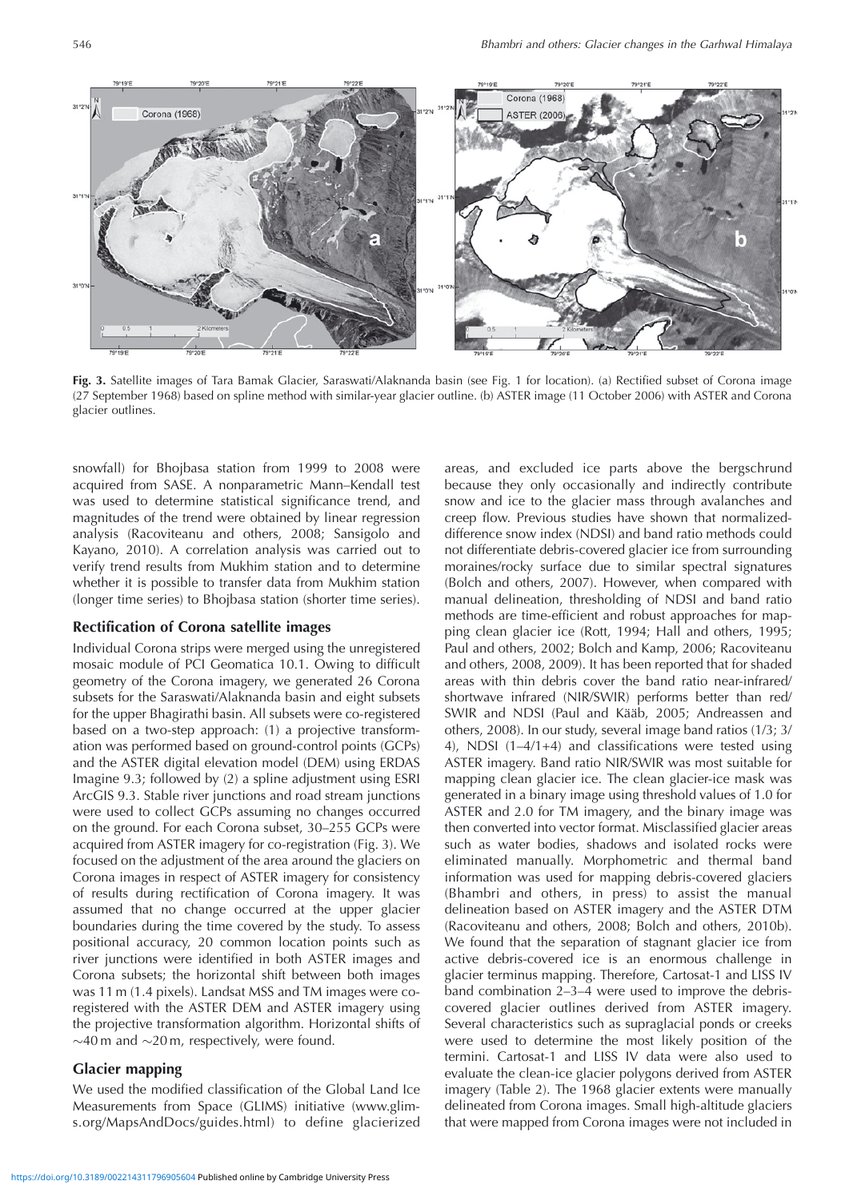**Fig. 3.** Satellite images of Tara Bamak Glacier, Saraswati/Alaknanda basin (see Fig. 1 for location). (a) Rectified subset of Corona image (27 September 1968) based on spline method with similar-year glacier outline. (b) ASTER image (11 October 2006) with ASTER and Corona glacier outlines.

snowfall) for Bhojbasa station from 1999 to 2008 were acquired from SASE. A nonparametric Mann–Kendall test was used to determine statistical significance trend, and magnitudes of the trend were obtained by linear regression analysis (Racoviteanu and others, 2008; Sansigolo and Kayano, 2010). A correlation analysis was carried out to verify trend results from Mukhim station and to determine whether it is possible to transfer data from Mukhim station (longer time series) to Bhojbasa station (shorter time series).

## Rectification of Corona satellite images

Individual Corona strips were merged using the unregistered mosaic module of PCI Geomatica 10.1. Owing to difficult geometry of the Corona imagery, we generated 26 Corona subsets for the Saraswati/Alaknanda basin and eight subsets for the upper Bhagirathi basin. All subsets were co-registered based on a two-step approach: (1) a projective transformation was performed based on ground-control points (GCPs) and the ASTER digital elevation model (DEM) using ERDAS Imagine 9.3; followed by (2) a spline adjustment using ESRI ArcGIS 9.3. Stable river junctions and road stream junctions were used to collect GCPs assuming no changes occurred on the ground. For each Corona subset, 30–255 GCPs were acquired from ASTER imagery for co-registration (Fig. 3). We focused on the adjustment of the area around the glaciers on Corona images in respect of ASTER imagery for consistency of results during rectification of Corona imagery. It was assumed that no change occurred at the upper glacier boundaries during the time covered by the study. To assess positional accuracy, 20 common location points such as river junctions were identified in both ASTER images and Corona subsets; the horizontal shift between both images was 11 m (1.4 pixels). Landsat MSS and TM images were co-registered with the ASTER DEM and ASTER imagery using the projective transformation algorithm. Horizontal shifts of ~40 m and ~20 m, respectively, were found.

## Glacier mapping

We used the modified classification of the Global Land Ice Measurements from Space (GLIMS) initiative (www.glims.org/MapsAndDocs/guides.html) to define glacierized areas, and excluded ice parts above the bergschrund because they only occasionally and indirectly contribute snow and ice to the glacier mass through avalanches and creep flow. Previous studies have shown that normalized-difference snow index (NDSI) and band ratio methods could not differentiate debris-covered glacier ice from surrounding moraines/rocky surface due to similar spectral signatures (Bolch and others, 2007). However, when compared with manual delineation, thresholding of NDSI and band ratio methods are time-efficient and robust approaches for mapping clean glacier ice (Rott, 1994; Hall and others, 1995; Paul and others, 2002; Bolch and Kamp, 2006; Racoviteanu and others, 2008, 2009). It has been reported that for shaded areas with thin debris cover the band ratio near-infrared/shortwave infrared (NIR/SWIR) performs better than red/SWIR and NDSI (Paul and Kääb, 2005; Andreassen and others, 2008). In our study, several image band ratios (1/3; 3/4), NDSI (1–4/1+4) and classifications were tested using ASTER imagery. Band ratio NIR/SWIR was most suitable for mapping clean glacier ice. The clean glacier-ice mask was generated in a binary image using threshold values of 1.0 for ASTER and 2.0 for TM imagery, and the binary image was then converted into vector format. Misclassified glacier areas such as water bodies, shadows and isolated rocks were eliminated manually. Morphometric and thermal band information was used for mapping debris-covered glaciers (Bhambri and others, in press) to assist the manual delineation based on ASTER imagery and the ASTER DTM (Racoviteanu and others, 2008; Bolch and others, 2010b). We found that the separation of stagnant glacier ice from active debris-covered ice is an enormous challenge in glacier terminus mapping. Therefore, Cartosat-1 and LISS IV band combination 2–3–4 were used to improve the debris-covered glacier outlines derived from ASTER imagery. Several characteristics such as supraglacial ponds or creeks were used to determine the most likely position of the termini. Cartosat-1 and LISS IV data were also used to evaluate the clean-ice glacier polygons derived from ASTER imagery (Table 2). The 1968 glacier extents were manually delineated from Corona images. Small high-altitude glaciers that were mapped from Corona images were not included in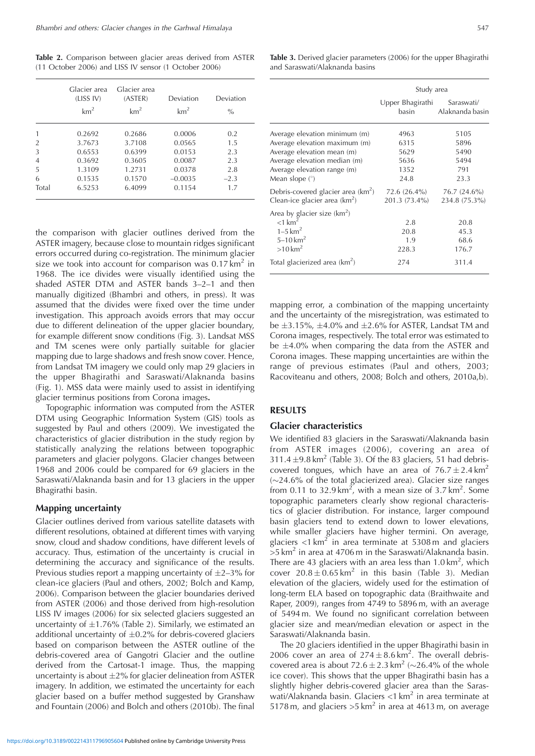**Table 2.** Comparison between glacier areas derived from ASTER (11 October 2006) and LISS IV sensor (1 October 2006)

| | Glacier area (LISS IV) | Glacier area (ASTER) | Deviation | Deviation |
|---|---|---|---|---|
| | $km^2$ | $km^2$ | $km^2$ | % |
| 1 | 0.2692 | 0.2686 | 0.0006 | 0.2 |
| 2 | 3.7673 | 3.7108 | 0.0565 | 1.5 |
| 3 | 0.6553 | 0.6399 | 0.0153 | 2.3 |
| 4 | 0.3692 | 0.3605 | 0.0087 | 2.3 |
| 5 | 1.3109 | 1.2731 | 0.0378 | 2.8 |
| 6 | 0.1535 | 0.1570 | −0.0035 | −2.3 |
| Total | 6.5253 | 6.4099 | 0.1154 | 1.7 |

the comparison with glacier outlines derived from the ASTER imagery, because close to mountain ridges significant errors occurred during co-registration. The minimum glacier size we took into account for comparison was 0.17 $km^2$ in 1968. The ice divides were visually identified using the shaded ASTER DTM and ASTER bands 3–2–1 and then manually digitized (Bhambri and others, in press). It was assumed that the divides were fixed over the time under investigation. This approach avoids errors that may occur due to different delineation of the upper glacier boundary, for example different snow conditions (Fig. 3). Landsat MSS and TM scenes were only partially suitable for glacier mapping due to large shadows and fresh snow cover. Hence, from Landsat TM imagery we could only map 29 glaciers in the upper Bhagirathi and Saraswati/Alaknanda basins (Fig. 1). MSS data were mainly used to assist in identifying glacier terminus positions from Corona images.

Topographic information was computed from the ASTER DTM using Geographic Information System (GIS) tools as suggested by Paul and others (2009). We investigated the characteristics of glacier distribution in the study region by statistically analyzing the relations between topographic parameters and glacier polygons. Glacier changes between 1968 and 2006 could be compared for 69 glaciers in the Saraswati/Alaknanda basin and for 13 glaciers in the upper Bhagirathi basin.

### Mapping uncertainty

Glacier outlines derived from various satellite datasets with different resolutions, obtained at different times with varying snow, cloud and shadow conditions, have different levels of accuracy. Thus, estimation of the uncertainty is crucial in determining the accuracy and significance of the results. Previous studies report a mapping uncertainty of ±2–3% for clean-ice glaciers (Paul and others, 2002; Bolch and Kamp, 2006). Comparison between the glacier boundaries derived from ASTER (2006) and those derived from high-resolution LISS IV images (2006) for six selected glaciers suggested an uncertainty of ±1.76% (Table 2). Similarly, we estimated an additional uncertainty of ±0.2% for debris-covered glaciers based on comparison between the ASTER outline of the debris-covered area of Gangotri Glacier and the outline derived from the Cartosat-1 image. Thus, the mapping uncertainty is about ±2% for glacier delineation from ASTER imagery. In addition, we estimated the uncertainty for each glacier based on a buffer method suggested by Granshaw and Fountain (2006) and Bolch and others (2010b). The final mapping error, a combination of the mapping uncertainty and the uncertainty of the misregistration, was estimated to be ±3.15%, ±4.0% and ±2.6% for ASTER, Landsat TM and Corona images, respectively. The total error was estimated to be ±4.0% when comparing the data from the ASTER and Corona images. These mapping uncertainties are within the range of previous estimates (Paul and others, 2003; Racoviteanu and others, 2008; Bolch and others, 2010a,b).

**Table 3.** Derived glacier parameters (2006) for the upper Bhagirathi and Saraswati/Alaknanda basins

| | Study area | |
|---|---|---|
| | Upper Bhagirathi basin | Saraswati/ Alaknanda basin |
| Average elevation minimum (m) | 4963 | 5105 |
| Average elevation maximum (m) | 6315 | 5896 |
| Average elevation mean (m) | 5629 | 5490 |
| Average elevation median (m) | 5636 | 5494 |
| Average elevation range (m) | 1352 | 791 |
| Mean slope (°) | 24.8 | 23.3 |
| Debris-covered glacier area ($km^2$) | 72.6 (26.4%) | 76.7 (24.6%) |
| Clean-ice glacier area ($km^2$) | 201.3 (73.4%) | 234.8 (75.3%) |
| Area by glacier size ($km^2$) | | |
| <1 $km^2$ | 2.8 | 20.8 |
| 1–5 $km^2$ | 20.8 | 45.3 |
| 5–10 $km^2$ | 1.9 | 68.6 |
| >10 $km^2$ | 228.3 | 176.7 |
| Total glacierized area ($km^2$) | 274 | 311.4 |

## RESULTS

### Glacier characteristics

We identified 83 glaciers in the Saraswati/Alaknanda basin from ASTER images (2006), covering an area of 311.4 ± 9.8 $km^2$ (Table 3). Of the 83 glaciers, 51 had debris-covered tongues, which have an area of 76.7 ± 2.4 $km^2$ (~24.6% of the total glacierized area). Glacier size ranges from 0.11 to 32.9 $km^2$, with a mean size of 3.7 $km^2$. Some topographic parameters clearly show regional characteristics of glacier distribution. For instance, larger compound basin glaciers tend to extend down to lower elevations, while smaller glaciers have higher termini. On average, glaciers <1 $km^2$ in area terminate at 5308 m and glaciers >5 $km^2$ in area at 4706 m in the Saraswati/Alaknanda basin. There are 43 glaciers with an area less than 1.0 $km^2$, which cover 20.8 ± 0.65 $km^2$ in this basin (Table 3). Median elevation of the glaciers, widely used for the estimation of long-term ELA based on topographic data (Braithwaite and Raper, 2009), ranges from 4749 to 5896 m, with an average of 5494 m. We found no significant correlation between glacier size and mean/median elevation or aspect in the Saraswati/Alaknanda basin.

The 20 glaciers identified in the upper Bhagirathi basin in 2006 cover an area of 274 ± 8.6 $km^2$. The overall debris-covered area is about 72.6 ± 2.3 $km^2$ (~26.4% of the whole ice cover). This shows that the upper Bhagirathi basin has a slightly higher debris-covered glacier area than the Saraswati/Alaknanda basin. Glaciers <1 $km^2$ in area terminate at 5178 m, and glaciers >5 $km^2$ in area at 4613 m, on average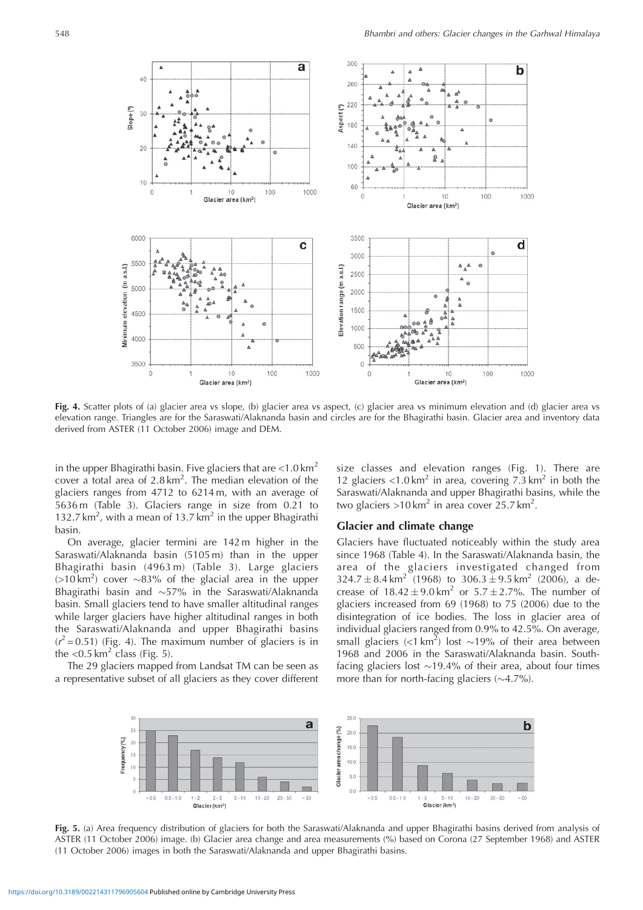Fig. 4. Scatter plots of (a) glacier area vs slope, (b) glacier area vs aspect, (c) glacier area vs minimum elevation and (d) glacier area vs elevation range. Triangles are for the Saraswati/Alaknanda basin and circles are for the Bhagirathi basin. Glacier area and inventory data derived from ASTER (11 October 2006) image and DEM.

in the upper Bhagirathi basin. Five glaciers that are <1.0 km$^2$ cover a total area of 2.8 km$^2$. The median elevation of the glaciers ranges from 4712 to 6214 m, with an average of 5636 m (Table 3). Glaciers range in size from 0.21 to 132.7 km$^2$, with a mean of 13.7 km$^2$ in the upper Bhagirathi basin.

On average, glacier termini are 142 m higher in the Saraswati/Alaknanda basin (5105 m) than in the upper Bhagirathi basin (4963 m) (Table 3). Large glaciers (>10 km$^2$) cover ~83% of the glacial area in the upper Bhagirathi basin and ~57% in the Saraswati/Alaknanda basin. Small glaciers tend to have smaller altitudinal ranges while larger glaciers have higher altitudinal ranges in both the Saraswati/Alaknanda and upper Bhagirathi basins ($r^2 = 0.51$) (Fig. 4). The maximum number of glaciers is in the <0.5 km$^2$ class (Fig. 5).

The 29 glaciers mapped from Landsat TM can be seen as a representative subset of all glaciers as they cover different size classes and elevation ranges (Fig. 1). There are 12 glaciers <1.0 km$^2$ in area, covering 7.3 km$^2$ in both the Saraswati/Alaknanda and upper Bhagirathi basins, while the two glaciers >10 km$^2$ in area cover 25.7 km$^2$.

## Glacier and climate change

Glaciers have fluctuated noticeably within the study area since 1968 (Table 4). In the Saraswati/Alaknanda basin, the area of the glaciers investigated changed from 324.7 ± 8.4 km$^2$ (1968) to 306.3 ± 9.5 km$^2$ (2006), a decrease of 18.42 ± 9.0 km$^2$ or 5.7 ± 2.7%. The number of glaciers increased from 69 (1968) to 75 (2006) due to the disintegration of ice bodies. The loss in glacier area of individual glaciers ranged from 0.9% to 42.5%. On average, small glaciers (<1 km$^2$) lost ~19% of their area between 1968 and 2006 in the Saraswati/Alaknanda basin. South-facing glaciers lost ~19.4% of their area, about four times more than for north-facing glaciers (~4.7%).

Fig. 5. (a) Area frequency distribution of glaciers for both the Saraswati/Alaknanda and upper Bhagirathi basins derived from analysis of ASTER (11 October 2006) image. (b) Glacier area change and area measurements (%) based on Corona (27 September 1968) and ASTER (11 October 2006) images in both the Saraswati/Alaknanda and upper Bhagirathi basins.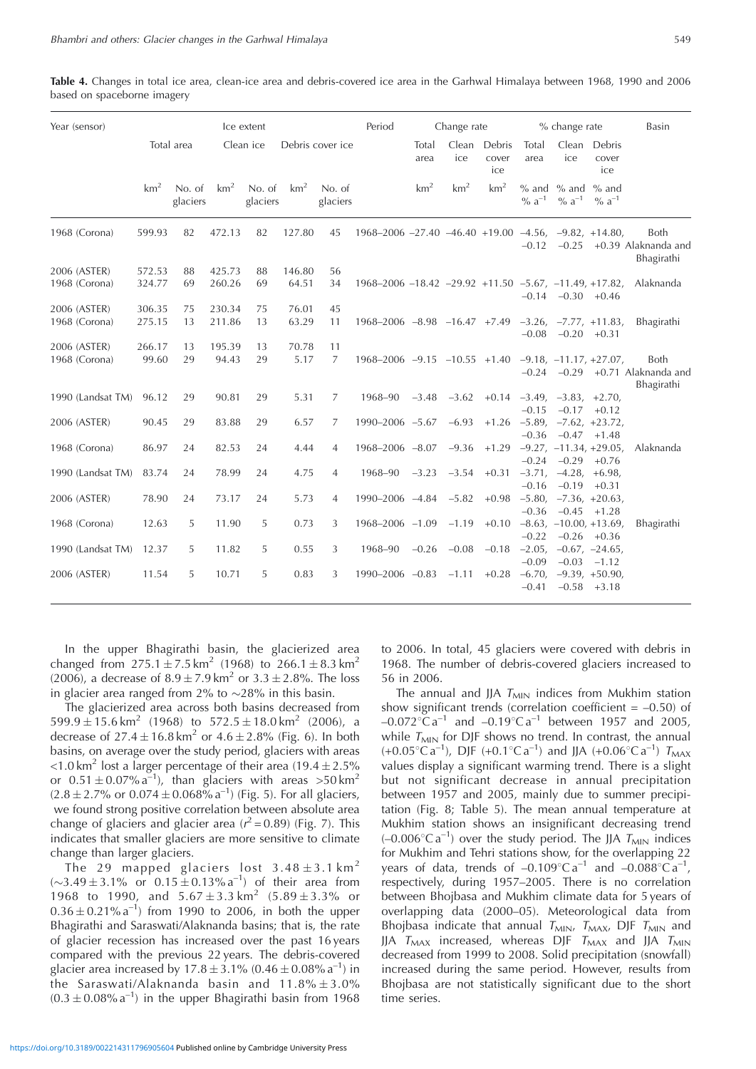**Table 4.** Changes in total ice area, clean-ice area and debris-covered ice area in the Garhwal Himalaya between 1968, 1990 and 2006 based on spaceborne imagery

| Year (sensor) | Ice extent | | | | | | Period | Change rate | | | % change rate | | | Basin |
|---|---|---|---|---|---|---|---|---|---|---|---|---|---|---|
| | Total area | | Clean ice | | Debris cover ice | | | Total area | Clean ice | Debris cover ice | Total area | Clean ice | Debris cover ice | |
| | km$^2$ | No. of glaciers | km$^2$ | No. of glaciers | km$^2$ | No. of glaciers | | km$^2$ | km$^2$ | km$^2$ | % and % a$^{-1}$ | % and % a$^{-1}$ | % and % a$^{-1}$ | |
| 1968 (Corona) | 599.93 | 82 | 472.13 | 82 | 127.80 | 45 | 1968–2006 | –27.40 | –46.40 | +19.00 | –4.56, –0.12 | –9.82, –0.25 | +14.80, +0.39 | Both Alaknanda and Bhagirathi |
| 2006 (ASTER) | 572.53 | 88 | 425.73 | 88 | 146.80 | 56 | | | | | | | | |
| 1968 (Corona) | 324.77 | 69 | 260.26 | 69 | 64.51 | 34 | 1968–2006 | –18.42 | –29.92 | +11.50 | –5.67, –0.14 | –11.49, –0.30 | +17.82, +0.46 | Alaknanda |
| 2006 (ASTER) | 306.35 | 75 | 230.34 | 75 | 76.01 | 45 | | | | | | | | |
| 1968 (Corona) | 275.15 | 13 | 211.86 | 13 | 63.29 | 11 | 1968–2006 | –8.98 | –16.47 | +7.49 | –3.26, –0.08 | –7.77, –0.20 | +11.83, +0.31 | Bhagirathi |
| 2006 (ASTER) | 266.17 | 13 | 195.39 | 13 | 70.78 | 11 | | | | | | | | |
| 1968 (Corona) | 99.60 | 29 | 94.43 | 29 | 5.17 | 7 | 1968–2006 | –9.15 | –10.55 | +1.40 | –9.18, –0.24 | –11.17, –0.29 | +27.07, +0.71 | Both Alaknanda and Bhagirathi |
| 1990 (Landsat TM) | 96.12 | 29 | 90.81 | 29 | 5.31 | 7 | 1968–90 | –3.48 | –3.62 | +0.14 | –3.49, –0.15 | –3.83, –0.17 | +2.70, +0.12 | |
| 2006 (ASTER) | 90.45 | 29 | 83.88 | 29 | 6.57 | 7 | 1990–2006 | –5.67 | –6.93 | +1.26 | –5.89, –0.36 | –7.62, –0.47 | +23.72, +1.48 | |
| 1968 (Corona) | 86.97 | 24 | 82.53 | 24 | 4.44 | 4 | 1968–2006 | –8.07 | –9.36 | +1.29 | –9.27, –0.24 | –11.34, –0.29 | +29.05, +0.76 | Alaknanda |
| 1990 (Landsat TM) | 83.74 | 24 | 78.99 | 24 | 4.75 | 4 | 1968–90 | –3.23 | –3.54 | +0.31 | –3.71, –0.16 | –4.28, –0.19 | +6.98, +0.31 | |
| 2006 (ASTER) | 78.90 | 24 | 73.17 | 24 | 5.73 | 4 | 1990–2006 | –4.84 | –5.82 | +0.98 | –5.80, –0.36 | –7.36, –0.45 | +20.63, +1.28 | |
| 1968 (Corona) | 12.63 | 5 | 11.90 | 5 | 0.73 | 3 | 1968–2006 | –1.09 | –1.19 | +0.10 | –8.63, –0.22 | –10.00, –0.26 | +13.69, +0.36 | Bhagirathi |
| 1990 (Landsat TM) | 12.37 | 5 | 11.82 | 5 | 0.55 | 3 | 1968–90 | –0.26 | –0.08 | –0.18 | –2.05, –0.09 | –0.67, –0.03 | –24.65, –1.12 | |
| 2006 (ASTER) | 11.54 | 5 | 10.71 | 5 | 0.83 | 3 | 1990–2006 | –0.83 | –1.11 | +0.28 | –6.70, –0.41 | –9.39, –0.58 | +50.90, +3.18 | |

In the upper Bhagirathi basin, the glacierized area changed from $275.1 \pm 7.5\,km^2$ (1968) to $266.1 \pm 8.3\,km^2$ (2006), a decrease of $8.9 \pm 7.9\,km^2$ or $3.3 \pm 2.8$%. The loss in glacier area ranged from 2% to ~28% in this basin.

The glacierized area across both basins decreased from $599.9 \pm 15.6\,km^2$ (1968) to $572.5 \pm 18.0\,km^2$ (2006), a decrease of $27.4 \pm 16.8\,km^2$ or $4.6 \pm 2.8$% (Fig. 6). In both basins, on average over the study period, glaciers with areas $<1.0\,km^2$ lost a larger percentage of their area ($19.4 \pm 2.5$% or $0.51 \pm 0.07$% $a^{-1}$), than glaciers with areas $>50\,km^2$ ($2.8 \pm 2.7$% or $0.074 \pm 0.068$% $a^{-1}$) (Fig. 5). For all glaciers, we found strong positive correlation between absolute area change of glaciers and glacier area ($r^2 = 0.89$) (Fig. 7). This indicates that smaller glaciers are more sensitive to climate change than larger glaciers.

The 29 mapped glaciers lost $3.48 \pm 3.1\,km^2$ (~$3.49 \pm 3.1$% or $0.15 \pm 0.13$% $a^{-1}$) of their area from 1968 to 1990, and $5.67 \pm 3.3\,km^2$ ($5.89 \pm 3.3$% or $0.36 \pm 0.21$% $a^{-1}$) from 1990 to 2006, in both the upper Bhagirathi and Saraswati/Alaknanda basins; that is, the rate of glacier recession has increased over the past 16 years compared with the previous 22 years. The debris-covered glacier area increased by $17.8 \pm 3.1$% ($0.46 \pm 0.08$% $a^{-1}$) in the Saraswati/Alaknanda basin and $11.8\% \pm 3.0$% ($0.3 \pm 0.08$% $a^{-1}$) in the upper Bhagirathi basin from 1968 to 2006. In total, 45 glaciers were covered with debris in 1968. The number of debris-covered glaciers increased to 56 in 2006.

The annual and JJA $T_{MIN}$ indices from Mukhim station show significant trends (correlation coefficient = –0.50) of $-0.072^\circ C\,a^{-1}$ and $-0.19^\circ C\,a^{-1}$ between 1957 and 2005, while $T_{MIN}$ for DJF shows no trend. In contrast, the annual ($+0.05^\circ C\,a^{-1}$), DJF ($+0.1^\circ C\,a^{-1}$) and JJA ($+0.06^\circ C\,a^{-1}$) $T_{MAX}$ values display a significant warming trend. There is a slight but not significant decrease in annual precipitation between 1957 and 2005, mainly due to summer precipitation (Fig. 8; Table 5). The mean annual temperature at Mukhim station shows an insignificant decreasing trend ($-0.006^\circ C\,a^{-1}$) over the study period. The JJA $T_{MIN}$ indices for Mukhim and Tehri stations show, for the overlapping 22 years of data, trends of $-0.109^\circ C\,a^{-1}$ and $-0.088^\circ C\,a^{-1}$, respectively, during 1957–2005. There is no correlation between Bhojbasa and Mukhim climate data for 5 years of overlapping data (2000–05). Meteorological data from Bhojbasa indicate that annual $T_{MIN}$, $T_{MAX}$, DJF $T_{MIN}$ and JJA $T_{MAX}$ increased, whereas DJF $T_{MAX}$ and JJA $T_{MIN}$ decreased from 1999 to 2008. Solid precipitation (snowfall) increased during the same period. However, results from Bhojbasa are not statistically significant due to the short time series.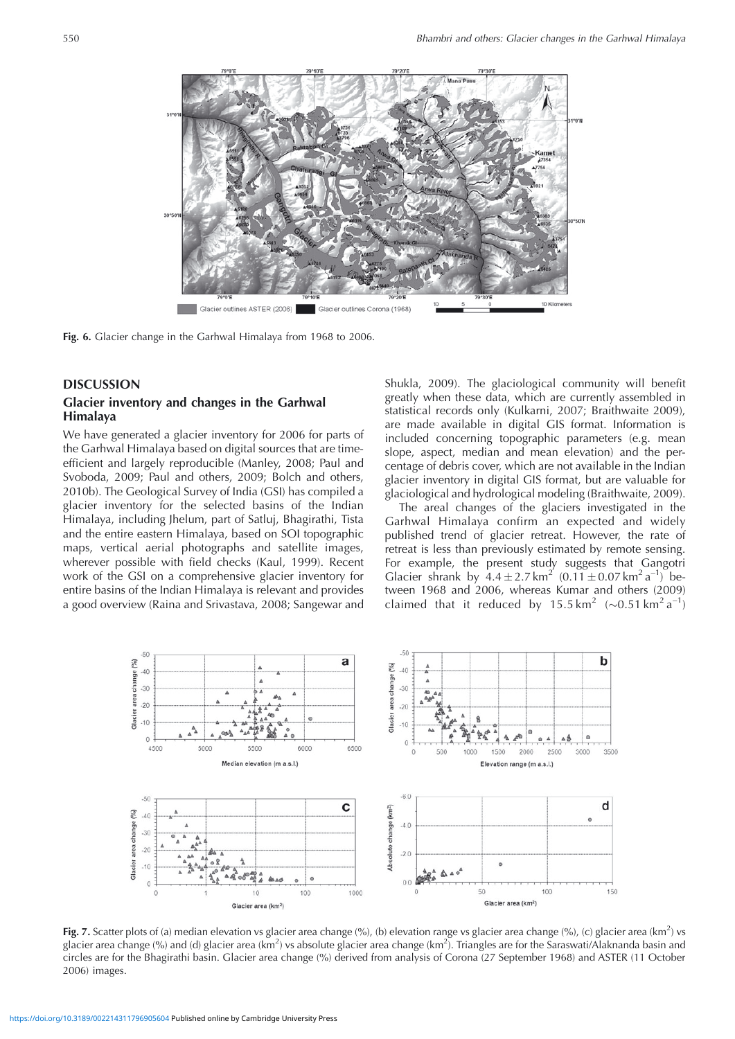Fig. 6. Glacier change in the Garhwal Himalaya from 1968 to 2006.

## DISCUSSION

### Glacier inventory and changes in the Garhwal Himalaya

We have generated a glacier inventory for 2006 for parts of the Garhwal Himalaya based on digital sources that are time-efficient and largely reproducible (Manley, 2008; Paul and Svoboda, 2009; Paul and others, 2009; Bolch and others, 2010b). The Geological Survey of India (GSI) has compiled a glacier inventory for the selected basins of the Indian Himalaya, including Jhelum, part of Satluj, Bhagirathi, Tista and the entire eastern Himalaya, based on SOI topographic maps, vertical aerial photographs and satellite images, wherever possible with field checks (Kaul, 1999). Recent work of the GSI on a comprehensive glacier inventory for entire basins of the Indian Himalaya is relevant and provides a good overview (Raina and Srivastava, 2008; Sangewar and Shukla, 2009). The glaciological community will benefit greatly when these data, which are currently assembled in statistical records only (Kulkarni, 2007; Braithwaite 2009), are made available in digital GIS format. Information is included concerning topographic parameters (e.g. mean slope, aspect, median and mean elevation) and the percentage of debris cover, which are not available in the Indian glacier inventory in digital GIS format, but are valuable for glaciological and hydrological modeling (Braithwaite, 2009).

The areal changes of the glaciers investigated in the Garhwal Himalaya confirm an expected and widely published trend of glacier retreat. However, the rate of retreat is less than previously estimated by remote sensing. For example, the present study suggests that Gangotri Glacier shrank by $4.4 \pm 2.7\,\text{km}^2$ ($0.11 \pm 0.07\,\text{km}^2\,\text{a}^{-1}$) between 1968 and 2006, whereas Kumar and others (2009) claimed that it reduced by $15.5\,\text{km}^2$ ($\sim 0.51\,\text{km}^2\,\text{a}^{-1}$)

Fig. 7. Scatter plots of (a) median elevation vs glacier area change (%), (b) elevation range vs glacier area change (%), (c) glacier area ($\text{km}^2$) vs glacier area change (%) and (d) glacier area ($\text{km}^2$) vs absolute glacier area change ($\text{km}^2$). Triangles are for the Saraswati/Alaknanda basin and circles are for the Bhagirathi basin. Glacier area change (%) derived from analysis of Corona (27 September 1968) and ASTER (11 October 2006) images.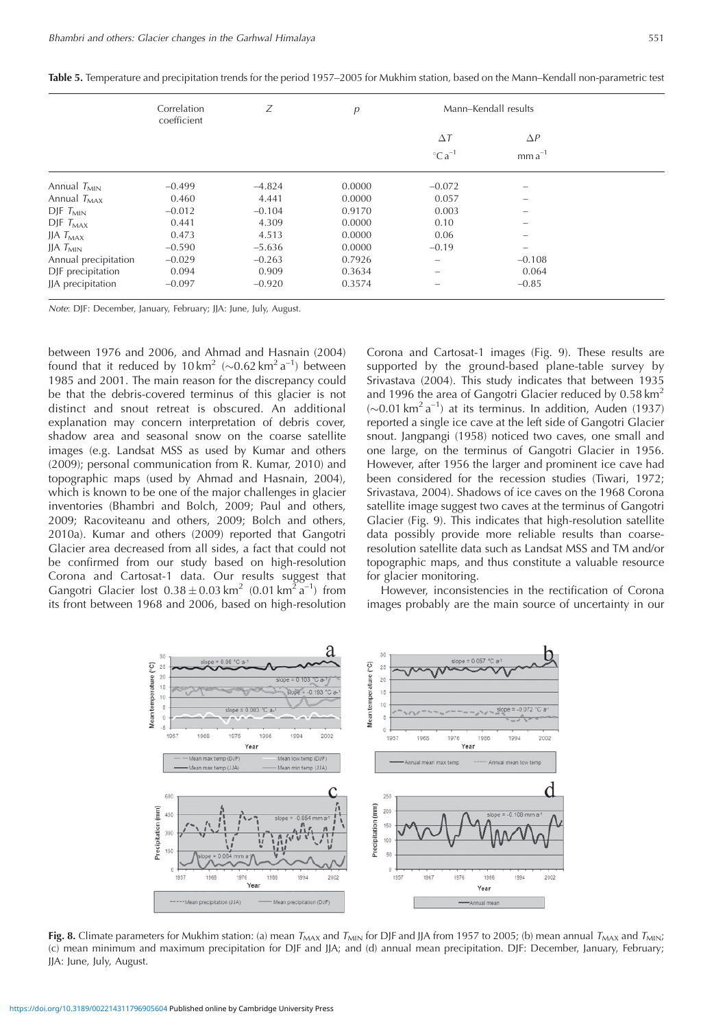**Table 5.** Temperature and precipitation trends for the period 1957–2005 for Mukhim station, based on the Mann–Kendall non-parametric test

| | Correlation coefficient | $Z$ | $p$ | Mann–Kendall results | |
|---|---|---|---|---|---|
| | | | | $\Delta T$ | $\Delta P$ |
| | | | | $^{\circ}\mathrm{C\,a^{-1}}$ | $\mathrm{mm\,a^{-1}}$ |
| Annual $T_{MIN}$ | −0.499 | −4.824 | 0.0000 | −0.072 | – |
| Annual $T_{MAX}$ | 0.460 | 4.441 | 0.0000 | 0.057 | – |
| DJF $T_{MIN}$ | −0.012 | −0.104 | 0.9170 | 0.003 | – |
| DJF $T_{MAX}$ | 0.441 | 4.309 | 0.0000 | 0.10 | – |
| JJA $T_{MAX}$ | 0.473 | 4.513 | 0.0000 | 0.06 | – |
| JJA $T_{MIN}$ | −0.590 | −5.636 | 0.0000 | −0.19 | – |
| Annual precipitation | −0.029 | −0.263 | 0.7926 | – | −0.108 |
| DJF precipitation | 0.094 | 0.909 | 0.3634 | – | 0.064 |
| JJA precipitation | −0.097 | −0.920 | 0.3574 | – | −0.85 |

*Note*: DJF: December, January, February; JJA: June, July, August.

between 1976 and 2006, and Ahmad and Hasnain (2004) found that it reduced by 10 km$^2$ (~0.62 km$^2$ a$^{-1}$) between 1985 and 2001. The main reason for the discrepancy could be that the debris-covered terminus of this glacier is not distinct and snout retreat is obscured. An additional explanation may concern interpretation of debris cover, shadow area and seasonal snow on the coarse satellite images (e.g. Landsat MSS as used by Kumar and others (2009); personal communication from R. Kumar, 2010) and topographic maps (used by Ahmad and Hasnain, 2004), which is known to be one of the major challenges in glacier inventories (Bhambri and Bolch, 2009; Paul and others, 2009; Racoviteanu and others, 2009; Bolch and others, 2010a). Kumar and others (2009) reported that Gangotri Glacier area decreased from all sides, a fact that could not be confirmed from our study based on high-resolution Corona and Cartosat-1 data. Our results suggest that Gangotri Glacier lost 0.38 ± 0.03 km$^2$ (0.01 km$^2$ a$^{-1}$) from its front between 1968 and 2006, based on high-resolution Corona and Cartosat-1 images (Fig. 9). These results are supported by the ground-based plane-table survey by Srivastava (2004). This study indicates that between 1935 and 1996 the area of Gangotri Glacier reduced by 0.58 km$^2$ (~0.01 km$^2$ a$^{-1}$) at its terminus. In addition, Auden (1937) reported a single ice cave at the left side of Gangotri Glacier snout. Jangpangi (1958) noticed two caves, one small and one large, on the terminus of Gangotri Glacier in 1956. However, after 1956 the larger and prominent ice cave had been considered for the recession studies (Tiwari, 1972; Srivastava, 2004). Shadows of ice caves on the 1968 Corona satellite image suggest two caves at the terminus of Gangotri Glacier (Fig. 9). This indicates that high-resolution satellite data possibly provide more reliable results than coarse-resolution satellite data such as Landsat MSS and TM and/or topographic maps, and thus constitute a valuable resource for glacier monitoring.

However, inconsistencies in the rectification of Corona images probably are the main source of uncertainty in our

**Fig. 8.** Climate parameters for Mukhim station: (a) mean $T_{MAX}$ and $T_{MIN}$ for DJF and JJA from 1957 to 2005; (b) mean annual $T_{MAX}$ and $T_{MIN}$; (c) mean minimum and maximum precipitation for DJF and JJA; and (d) annual mean precipitation. DJF: December, January, February; JJA: June, July, August.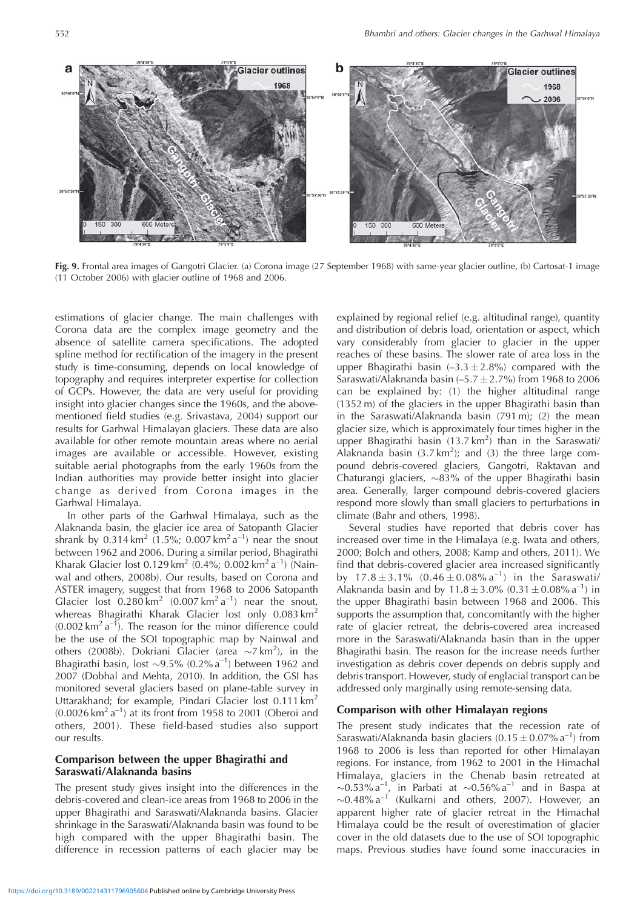Fig. 9. Frontal area images of Gangotri Glacier. (a) Corona image (27 September 1968) with same-year glacier outline, (b) Cartosat-1 image (11 October 2006) with glacier outline of 1968 and 2006.

estimations of glacier change. The main challenges with Corona data are the complex image geometry and the absence of satellite camera specifications. The adopted spline method for rectification of the imagery in the present study is time-consuming, depends on local knowledge of topography and requires interpreter expertise for collection of GCPs. However, the data are very useful for providing insight into glacier changes since the 1960s, and the above-mentioned field studies (e.g. Srivastava, 2004) support our results for Garhwal Himalayan glaciers. These data are also available for other remote mountain areas where no aerial images are available or accessible. However, existing suitable aerial photographs from the early 1960s from the Indian authorities may provide better insight into glacier change as derived from Corona images in the Garhwal Himalaya.

In other parts of the Garhwal Himalaya, such as the Alaknanda basin, the glacier ice area of Satopanth Glacier shrank by $0.314\,km^2$ (1.5%; $0.007\,km^2\,a^{-1}$) near the snout between 1962 and 2006. During a similar period, Bhagirathi Kharak Glacier lost $0.129\,km^2$ (0.4%; $0.002\,km^2\,a^{-1}$) (Nainwal and others, 2008b). Our results, based on Corona and ASTER imagery, suggest that from 1968 to 2006 Satopanth Glacier lost $0.280\,km^2$ ($0.007\,km^2\,a^{-1}$) near the snout, whereas Bhagirathi Kharak Glacier lost only $0.083\,km^2$ ($0.002\,km^2\,a^{-1}$). The reason for the minor difference could be the use of the SOI topographic map by Nainwal and others (2008b). Dokriani Glacier (area $\sim$7 $km^2$), in the Bhagirathi basin, lost $\sim$9.5% ($0.2\%\,a^{-1}$) between 1962 and 2007 (Dobhal and Mehta, 2010). In addition, the GSI has monitored several glaciers based on plane-table survey in Uttarakhand; for example, Pindari Glacier lost $0.111\,km^2$ ($0.0026\,km^2\,a^{-1}$) at its front from 1958 to 2001 (Oberoi and others, 2001). These field-based studies also support our results.

## Comparison between the upper Bhagirathi and Saraswati/Alaknanda basins

The present study gives insight into the differences in the debris-covered and clean-ice areas from 1968 to 2006 in the upper Bhagirathi and Saraswati/Alaknanda basins. Glacier shrinkage in the Saraswati/Alaknanda basin was found to be high compared with the upper Bhagirathi basin. The difference in recession patterns of each glacier may be explained by regional relief (e.g. altitudinal range), quantity and distribution of debris load, orientation or aspect, which vary considerably from glacier to glacier in the upper reaches of these basins. The slower rate of area loss in the upper Bhagirathi basin ($-3.3 \pm 2.8\%$) compared with the Saraswati/Alaknanda basin ($-5.7 \pm 2.7\%$) from 1968 to 2006 can be explained by: (1) the higher altitudinal range (1352 m) of the glaciers in the upper Bhagirathi basin than in the Saraswati/Alaknanda basin (791 m); (2) the mean glacier size, which is approximately four times higher in the upper Bhagirathi basin (13.7 $km^2$) than in the Saraswati/Alaknanda basin (3.7 $km^2$); and (3) the three large compound debris-covered glaciers, Gangotri, Raktavan and Chaturangi glaciers, $\sim$83% of the upper Bhagirathi basin area. Generally, larger compound debris-covered glaciers respond more slowly than small glaciers to perturbations in climate (Bahr and others, 1998).

Several studies have reported that debris cover has increased over time in the Himalaya (e.g. Iwata and others, 2000; Bolch and others, 2008; Kamp and others, 2011). We find that debris-covered glacier area increased significantly by $17.8 \pm 3.1\%$ ($0.46 \pm 0.08\%\,a^{-1}$) in the Saraswati/Alaknanda basin and by $11.8 \pm 3.0\%$ ($0.31 \pm 0.08\%\,a^{-1}$) in the upper Bhagirathi basin between 1968 and 2006. This supports the assumption that, concomitantly with the higher rate of glacier retreat, the debris-covered area increased more in the Saraswati/Alaknanda basin than in the upper Bhagirathi basin. The reason for the increase needs further investigation as debris cover depends on debris supply and debris transport. However, study of englacial transport can be addressed only marginally using remote-sensing data.

## Comparison with other Himalayan regions

The present study indicates that the recession rate of Saraswati/Alaknanda basin glaciers ($0.15 \pm 0.07\%\,a^{-1}$) from 1968 to 2006 is less than reported for other Himalayan regions. For instance, from 1962 to 2001 in the Himachal Himalaya, glaciers in the Chenab basin retreated at $\sim 0.53\%\,a^{-1}$, in Parbati at $\sim 0.56\%\,a^{-1}$ and in Baspa at $\sim 0.48\%\,a^{-1}$ (Kulkarni and others, 2007). However, an apparent higher rate of glacier retreat in the Himachal Himalaya could be the result of overestimation of glacier cover in the old datasets due to the use of SOI topographic maps. Previous studies have found some inaccuracies in

https://doi.org/10.3189/002214311796905604 Published online by Cambridge University Press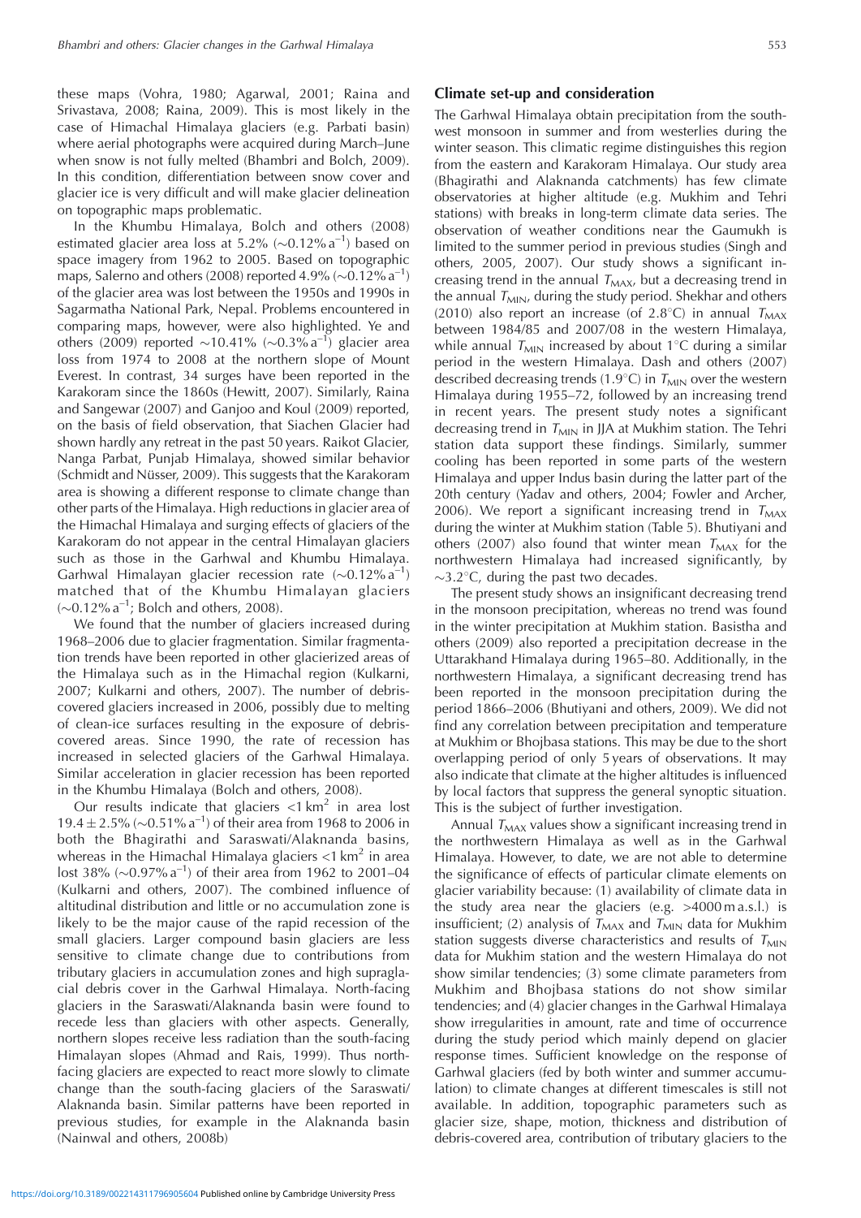these maps (Vohra, 1980; Agarwal, 2001; Raina and Srivastava, 2008; Raina, 2009). This is most likely in the case of Himachal Himalaya glaciers (e.g. Parbati basin) where aerial photographs were acquired during March–June when snow is not fully melted (Bhambri and Bolch, 2009). In this condition, differentiation between snow cover and glacier ice is very difficult and will make glacier delineation on topographic maps problematic.

In the Khumbu Himalaya, Bolch and others (2008) estimated glacier area loss at 5.2% ($\sim$0.12% $a^{-1}$) based on space imagery from 1962 to 2005. Based on topographic maps, Salerno and others (2008) reported 4.9% ($\sim$0.12% $a^{-1}$) of the glacier area was lost between the 1950s and 1990s in Sagarmatha National Park, Nepal. Problems encountered in comparing maps, however, were also highlighted. Ye and others (2009) reported $\sim$10.41% ($\sim$0.3% $a^{-1}$) glacier area loss from 1974 to 2008 at the northern slope of Mount Everest. In contrast, 34 surges have been reported in the Karakoram since the 1860s (Hewitt, 2007). Similarly, Raina and Sangewar (2007) and Ganjoo and Koul (2009) reported, on the basis of field observation, that Siachen Glacier had shown hardly any retreat in the past 50 years. Raikot Glacier, Nanga Parbat, Punjab Himalaya, showed similar behavior (Schmidt and Nüsser, 2009). This suggests that the Karakoram area is showing a different response to climate change than other parts of the Himalaya. High reductions in glacier area of the Himachal Himalaya and surging effects of glaciers of the Karakoram do not appear in the central Himalayan glaciers such as those in the Garhwal and Khumbu Himalaya. Garhwal Himalayan glacier recession rate ($\sim$0.12% $a^{-1}$) matched that of the Khumbu Himalayan glaciers ($\sim$0.12% $a^{-1}$; Bolch and others, 2008).

We found that the number of glaciers increased during 1968–2006 due to glacier fragmentation. Similar fragmentation trends have been reported in other glacierized areas of the Himalaya such as in the Himachal region (Kulkarni, 2007; Kulkarni and others, 2007). The number of debris-covered glaciers increased in 2006, possibly due to melting of clean-ice surfaces resulting in the exposure of debris-covered areas. Since 1990, the rate of recession has increased in selected glaciers of the Garhwal Himalaya. Similar acceleration in glacier recession has been reported in the Khumbu Himalaya (Bolch and others, 2008).

Our results indicate that glaciers <1 $km^2$ in area lost 19.4 $\pm$ 2.5% ($\sim$0.51% $a^{-1}$) of their area from 1968 to 2006 in both the Bhagirathi and Saraswati/Alaknanda basins, whereas in the Himachal Himalaya glaciers <1 $km^2$ in area lost 38% ($\sim$0.97% $a^{-1}$) of their area from 1962 to 2001–04 (Kulkarni and others, 2007). The combined influence of altitudinal distribution and little or no accumulation zone is likely to be the major cause of the rapid recession of the small glaciers. Larger compound basin glaciers are less sensitive to climate change due to contributions from tributary glaciers in accumulation zones and high supraglacial debris cover in the Garhwal Himalaya. North-facing glaciers in the Saraswati/Alaknanda basin were found to recede less than glaciers with other aspects. Generally, northern slopes receive less radiation than the south-facing Himalayan slopes (Ahmad and Rais, 1999). Thus north-facing glaciers are expected to react more slowly to climate change than the south-facing glaciers of the Saraswati/Alaknanda basin. Similar patterns have been reported in previous studies, for example in the Alaknanda basin (Nainwal and others, 2008b)

## Climate set-up and consideration

The Garhwal Himalaya obtain precipitation from the south-west monsoon in summer and from westerlies during the winter season. This climatic regime distinguishes this region from the eastern and Karakoram Himalaya. Our study area (Bhagirathi and Alaknanda catchments) has few climate observatories at higher altitude (e.g. Mukhim and Tehri stations) with breaks in long-term climate data series. The observation of weather conditions near the Gaumukh is limited to the summer period in previous studies (Singh and others, 2005, 2007). Our study shows a significant increasing trend in the annual $T_{MAX}$, but a decreasing trend in the annual $T_{MIN}$, during the study period. Shekhar and others (2010) also report an increase (of 2.8°C) in annual $T_{MAX}$ between 1984/85 and 2007/08 in the western Himalaya, while annual $T_{MIN}$ increased by about 1°C during a similar period in the western Himalaya. Dash and others (2007) described decreasing trends (1.9°C) in $T_{MIN}$ over the western Himalaya during 1955–72, followed by an increasing trend in recent years. The present study notes a significant decreasing trend in $T_{MIN}$ in JJA at Mukhim station. The Tehri station data support these findings. Similarly, summer cooling has been reported in some parts of the western Himalaya and upper Indus basin during the latter part of the 20th century (Yadav and others, 2004; Fowler and Archer, 2006). We report a significant increasing trend in $T_{MAX}$ during the winter at Mukhim station (Table 5). Bhutiyani and others (2007) also found that winter mean $T_{MAX}$ for the northwestern Himalaya had increased significantly, by $\sim$3.2°C, during the past two decades.

The present study shows an insignificant decreasing trend in the monsoon precipitation, whereas no trend was found in the winter precipitation at Mukhim station. Basistha and others (2009) also reported a precipitation decrease in the Uttarakhand Himalaya during 1965–80. Additionally, in the northwestern Himalaya, a significant decreasing trend has been reported in the monsoon precipitation during the period 1866–2006 (Bhutiyani and others, 2009). We did not find any correlation between precipitation and temperature at Mukhim or Bhojbasa stations. This may be due to the short overlapping period of only 5 years of observations. It may also indicate that climate at the higher altitudes is influenced by local factors that suppress the general synoptic situation. This is the subject of further investigation.

Annual $T_{MAX}$ values show a significant increasing trend in the northwestern Himalaya as well as in the Garhwal Himalaya. However, to date, we are not able to determine the significance of effects of particular climate elements on glacier variability because: (1) availability of climate data in the study area near the glaciers (e.g. >4000 m a.s.l.) is insufficient; (2) analysis of $T_{MAX}$ and $T_{MIN}$ data for Mukhim station suggests diverse characteristics and results of $T_{MIN}$ data for Mukhim station and the western Himalaya do not show similar tendencies; (3) some climate parameters from Mukhim and Bhojbasa stations do not show similar tendencies; and (4) glacier changes in the Garhwal Himalaya show irregularities in amount, rate and time of occurrence during the study period which mainly depend on glacier response times. Sufficient knowledge on the response of Garhwal glaciers (fed by both winter and summer accumulation) to climate changes at different timescales is still not available. In addition, topographic parameters such as glacier size, shape, motion, thickness and distribution of debris-covered area, contribution of tributary glaciers to the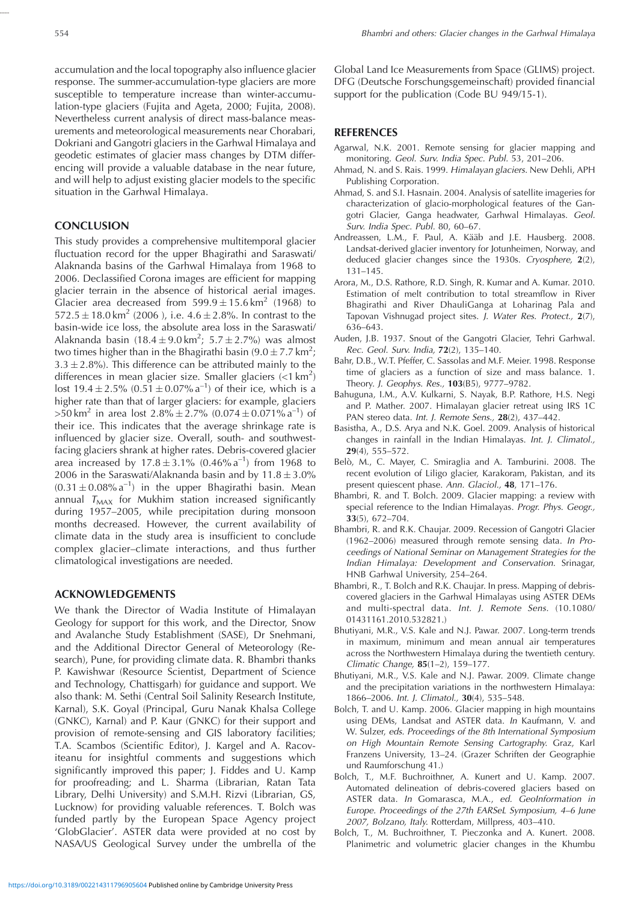accumulation and the local topography also influence glacier response. The summer-accumulation-type glaciers are more susceptible to temperature increase than winter-accumulation-type glaciers (Fujita and Ageta, 2000; Fujita, 2008). Nevertheless current analysis of direct mass-balance measurements and meteorological measurements near Chorabari, Dokriani and Gangotri glaciers in the Garhwal Himalaya and geodetic estimates of glacier mass changes by DTM differencing will provide a valuable database in the near future, and will help to adjust existing glacier models to the specific situation in the Garhwal Himalaya.

## CONCLUSION

This study provides a comprehensive multitemporal glacier fluctuation record for the upper Bhagirathi and Saraswati/Alaknanda basins of the Garhwal Himalaya from 1968 to 2006. Declassified Corona images are efficient for mapping glacier terrain in the absence of historical aerial images. Glacier area decreased from $599.9 \pm 15.6\,\text{km}^2$ (1968) to $572.5 \pm 18.0\,\text{km}^2$ (2006 ), i.e. $4.6 \pm 2.8\%$. In contrast to the basin-wide ice loss, the absolute area loss in the Saraswati/Alaknanda basin ($18.4 \pm 9.0\,\text{km}^2$; $5.7 \pm 2.7\%$) was almost two times higher than in the Bhagirathi basin ($9.0 \pm 7.7\,\text{km}^2$; $3.3 \pm 2.8\%$). This difference can be attributed mainly to the differences in mean glacier size. Smaller glaciers ($<1\,\text{km}^2$) lost $19.4 \pm 2.5\%$ ($0.51 \pm 0.07\%\,\text{a}^{-1}$) of their ice, which is a higher rate than that of larger glaciers: for example, glaciers $>50\,\text{km}^2$ in area lost $2.8\% \pm 2.7\%$ ($0.074 \pm 0.071\%\,\text{a}^{-1}$) of their ice. This indicates that the average shrinkage rate is influenced by glacier size. Overall, south- and southwest-facing glaciers shrank at higher rates. Debris-covered glacier area increased by $17.8 \pm 3.1\%$ ($0.46\%\,\text{a}^{-1}$) from 1968 to 2006 in the Saraswati/Alaknanda basin and by $11.8 \pm 3.0\%$ ($0.31 \pm 0.08\%\,\text{a}^{-1}$) in the upper Bhagirathi basin. Mean annual $T_{\text{MAX}}$ for Mukhim station increased significantly during 1957–2005, while precipitation during monsoon months decreased. However, the current availability of climate data in the study area is insufficient to conclude complex glacier–climate interactions, and thus further climatological investigations are needed.

## ACKNOWLEDGEMENTS

We thank the Director of Wadia Institute of Himalayan Geology for support for this work, and the Director, Snow and Avalanche Study Establishment (SASE), Dr Snehmani, and the Additional Director General of Meteorology (Research), Pune, for providing climate data. R. Bhambri thanks P. Kawishwar (Resource Scientist, Department of Science and Technology, Chattisgarh) for guidance and support. We also thank: M. Sethi (Central Soil Salinity Research Institute, Karnal), S.K. Goyal (Principal, Guru Nanak Khalsa College (GNKC), Karnal) and P. Kaur (GNKC) for their support and provision of remote-sensing and GIS laboratory facilities; T.A. Scambos (Scientific Editor), J. Kargel and A. Racoviteanu for insightful comments and suggestions which significantly improved this paper; J. Fiddes and U. Kamp for proofreading; and L. Sharma (Librarian, Ratan Tata Library, Delhi University) and S.M.H. Rizvi (Librarian, GS, Lucknow) for providing valuable references. T. Bolch was funded partly by the European Space Agency project 'GlobGlacier'. ASTER data were provided at no cost by NASA/US Geological Survey under the umbrella of the Global Land Ice Measurements from Space (GLIMS) project. DFG (Deutsche Forschungsgemeinschaft) provided financial support for the publication (Code BU 949/15-1).

## REFERENCES

Agarwal, N.K. 2001. Remote sensing for glacier mapping and monitoring. *Geol. Surv. India Spec. Publ.* 53, 201–206.

Ahmad, N. and S. Rais. 1999. *Himalayan glaciers.* New Dehli, APH Publishing Corporation.

Ahmad, S. and S.I. Hasnain. 2004. Analysis of satellite imageries for characterization of glacio-morphological features of the Gangotri Glacier, Ganga headwater, Garhwal Himalayas. *Geol. Surv. India Spec. Publ.* 80, 60–67.

Andreassen, L.M., F. Paul, A. Kääb and J.E. Hausberg. 2008. Landsat-derived glacier inventory for Jotunheimen, Norway, and deduced glacier changes since the 1930s. *Cryosphere,* **2**(2), 131–145.

Arora, M., D.S. Rathore, R.D. Singh, R. Kumar and A. Kumar. 2010. Estimation of melt contribution to total streamflow in River Bhagirathi and River DhauliGanga at Loharinag Pala and Tapovan Vishnugad project sites. *J. Water Res. Protect.,* **2**(7), 636–643.

Auden, J.B. 1937. Snout of the Gangotri Glacier, Tehri Garhwal. *Rec. Geol. Surv. India,* **72**(2), 135–140.

Bahr, D.B., W.T. Pfeffer, C. Sassolas and M.F. Meier. 1998. Response time of glaciers as a function of size and mass balance. 1. Theory. *J. Geophys. Res.,* **103**(B5), 9777–9782.

Bahuguna, I.M., A.V. Kulkarni, S. Nayak, B.P. Rathore, H.S. Negi and P. Mather. 2007. Himalayan glacier retreat using IRS 1C PAN stereo data. *Int. J. Remote Sens.,* **28**(2), 437–442.

Basistha, A., D.S. Arya and N.K. Goel. 2009. Analysis of historical changes in rainfall in the Indian Himalayas. *Int. J. Climatol.,* **29**(4), 555–572.

Belò, M., C. Mayer, C. Smiraglia and A. Tamburini. 2008. The recent evolution of Liligo glacier, Karakoram, Pakistan, and its present quiescent phase. *Ann. Glaciol.,* **48**, 171–176.

Bhambri, R. and T. Bolch. 2009. Glacier mapping: a review with special reference to the Indian Himalayas. *Progr. Phys. Geogr.,* **33**(5), 672–704.

Bhambri, R. and R.K. Chaujar. 2009. Recession of Gangotri Glacier (1962–2006) measured through remote sensing data. *In Proceedings of National Seminar on Management Strategies for the Indian Himalaya: Development and Conservation.* Srinagar, HNB Garhwal University, 254–264.

Bhambri, R., T. Bolch and R.K. Chaujar. In press. Mapping of debris-covered glaciers in the Garhwal Himalayas using ASTER DEMs and multi-spectral data. *Int. J. Remote Sens.* (10.1080/01431161.2010.532821.)

Bhutiyani, M.R., V.S. Kale and N.J. Pawar. 2007. Long-term trends in maximum, minimum and mean annual air temperatures across the Northwestern Himalaya during the twentieth century. *Climatic Change,* **85**(1–2), 159–177.

Bhutiyani, M.R., V.S. Kale and N.J. Pawar. 2009. Climate change and the precipitation variations in the northwestern Himalaya: 1866–2006. *Int. J. Climatol.,* **30**(4), 535–548.

Bolch, T. and U. Kamp. 2006. Glacier mapping in high mountains using DEMs, Landsat and ASTER data. *In* Kaufmann, V. and W. Sulzer, *eds. Proceedings of the 8th International Symposium on High Mountain Remote Sensing Cartography.* Graz, Karl Franzens University, 13–24. (Grazer Schriften der Geographie und Raumforschung 41.)

Bolch, T., M.F. Buchroithner, A. Kunert and U. Kamp. 2007. Automated delineation of debris-covered glaciers based on ASTER data. *In* Gomarasca, M.A., *ed. GeoInformation in Europe. Proceedings of the 27th EARSeL Symposium, 4–6 June 2007, Bolzano, Italy.* Rotterdam, Millpress, 403–410.

Bolch, T., M. Buchroithner, T. Pieczonka and A. Kunert. 2008. Planimetric and volumetric glacier changes in the Khumbu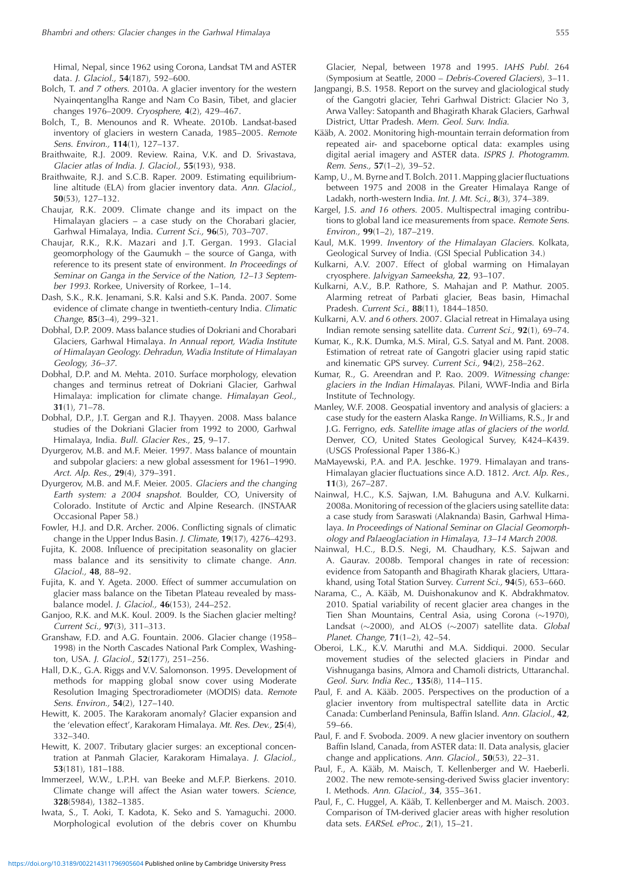Himal, Nepal, since 1962 using Corona, Landsat TM and ASTER data. *J. Glaciol.,* **54**(187), 592–600.

Bolch, T. *and 7 others*. 2010a. A glacier inventory for the western Nyainqentanglha Range and Nam Co Basin, Tibet, and glacier changes 1976–2009. *Cryosphere,* **4**(2), 429–467.

Bolch, T., B. Menounos and R. Wheate. 2010b. Landsat-based inventory of glaciers in western Canada, 1985–2005. *Remote Sens. Environ.,* **114**(1), 127–137.

Braithwaite, R.J. 2009. Review. Raina, V.K. and D. Srivastava, *Glacier atlas of India*. *J. Glaciol.,* **55**(193), 938.

Braithwaite, R.J. and S.C.B. Raper. 2009. Estimating equilibrium-line altitude (ELA) from glacier inventory data. *Ann. Glaciol.,* **50**(53), 127–132.

Chaujar, R.K. 2009. Climate change and its impact on the Himalayan glaciers – a case study on the Chorabari glacier, Garhwal Himalaya, India. *Current Sci.,* **96**(5), 703–707.

Chaujar, R.K., R.K. Mazari and J.T. Gergan. 1993. Glacial geomorphology of the Gaumukh – the source of Ganga, with reference to its present state of environment. *In Proceedings of Seminar on Ganga in the Service of the Nation, 12–13 September 1993.* Rorkee, University of Rorkee, 1–14.

Dash, S.K., R.K. Jenamani, S.R. Kalsi and S.K. Panda. 2007. Some evidence of climate change in twentieth-century India. *Climatic Change,* **85**(3–4), 299–321.

Dobhal, D.P. 2009. Mass balance studies of Dokriani and Chorabari Glaciers, Garhwal Himalaya. *In Annual report, Wadia Institute of Himalayan Geology. Dehradun, Wadia Institute of Himalayan Geology, 36–37.*

Dobhal, D.P. and M. Mehta. 2010. Surface morphology, elevation changes and terminus retreat of Dokriani Glacier, Garhwal Himalaya: implication for climate change. *Himalayan Geol.,* **31**(1), 71–78.

Dobhal, D.P., J.T. Gergan and R.J. Thayyen. 2008. Mass balance studies of the Dokriani Glacier from 1992 to 2000, Garhwal Himalaya, India. *Bull. Glacier Res.,* **25**, 9–17.

Dyurgerov, M.B. and M.F. Meier. 1997. Mass balance of mountain and subpolar glaciers: a new global assessment for 1961–1990. *Arct. Alp. Res.,* **29**(4), 379–391.

Dyurgerov, M.B. and M.F. Meier. 2005. *Glaciers and the changing Earth system: a 2004 snapshot.* Boulder, CO, University of Colorado. Institute of Arctic and Alpine Research. (INSTAAR Occasional Paper 58.)

Fowler, H.J. and D.R. Archer. 2006. Conflicting signals of climatic change in the Upper Indus Basin. *J. Climate,* **19**(17), 4276–4293.

Fujita, K. 2008. Influence of precipitation seasonality on glacier mass balance and its sensitivity to climate change. *Ann. Glaciol.,* **48**, 88–92.

Fujita, K. and Y. Ageta. 2000. Effect of summer accumulation on glacier mass balance on the Tibetan Plateau revealed by mass-balance model. *J. Glaciol.,* **46**(153), 244–252.

Ganjoo, R.K. and M.K. Koul. 2009. Is the Siachen glacier melting? *Current Sci.,* **97**(3), 311–313.

Granshaw, F.D. and A.G. Fountain. 2006. Glacier change (1958–1998) in the North Cascades National Park Complex, Washington, USA. *J. Glaciol.,* **52**(177), 251–256.

Hall, D.K., G.A. Riggs and V.V. Salomonson. 1995. Development of methods for mapping global snow cover using Moderate Resolution Imaging Spectroradiometer (MODIS) data. *Remote Sens. Environ.,* **54**(2), 127–140.

Hewitt, K. 2005. The Karakoram anomaly? Glacier expansion and the 'elevation effect', Karakoram Himalaya. *Mt. Res. Dev.,* **25**(4), 332–340.

Hewitt, K. 2007. Tributary glacier surges: an exceptional concentration at Panmah Glacier, Karakoram Himalaya. *J. Glaciol.,* **53**(181), 181–188.

Immerzeel, W.W., L.P.H. van Beeke and M.F.P. Bierkens. 2010. Climate change will affect the Asian water towers. *Science,* **328**(5984), 1382–1385.

Iwata, S., T. Aoki, T. Kadota, K. Seko and S. Yamaguchi. 2000. Morphological evolution of the debris cover on Khumbu Glacier, Nepal, between 1978 and 1995. *IAHS Publ.* 264 (Symposium at Seattle, 2000 – *Debris-Covered Glaciers*), 3–11.

Jangpangi, B.S. 1958. Report on the survey and glaciological study of the Gangotri glacier, Tehri Garhwal District: Glacier No 3, Arwa Valley: Satopanth and Bhagirath Kharak Glaciers, Garhwal District, Uttar Pradesh. *Mem. Geol. Surv. India.*

Kääb, A. 2002. Monitoring high-mountain terrain deformation from repeated air- and spaceborne optical data: examples using digital aerial imagery and ASTER data. *ISPRS J. Photogramm. Rem. Sens.,* **57**(1–2), 39–52.

Kamp, U., M. Byrne and T. Bolch. 2011. Mapping glacier fluctuations between 1975 and 2008 in the Greater Himalaya Range of Ladakh, north-western India. *Int. J. Mt. Sci.,* **8**(3), 374–389.

Kargel, J.S. *and 16 others*. 2005. Multispectral imaging contributions to global land ice measurements from space. *Remote Sens. Environ.,* **99**(1–2), 187–219.

Kaul, M.K. 1999. *Inventory of the Himalayan Glaciers.* Kolkata, Geological Survey of India. (GSI Special Publication 34.)

Kulkarni, A.V. 2007. Effect of global warming on Himalayan cryosphere. *Jalvigyan Sameeksha,* **22**, 93–107.

Kulkarni, A.V., B.P. Rathore, S. Mahajan and P. Mathur. 2005. Alarming retreat of Parbati glacier, Beas basin, Himachal Pradesh. *Current Sci.,* **88**(11), 1844–1850.

Kulkarni, A.V. *and 6 others*. 2007. Glacial retreat in Himalaya using Indian remote sensing satellite data. *Current Sci.,* **92**(1), 69–74.

Kumar, K., R.K. Dumka, M.S. Miral, G.S. Satyal and M. Pant. 2008. Estimation of retreat rate of Gangotri glacier using rapid static and kinematic GPS survey. *Current Sci.,* **94**(2), 258–262.

Kumar, R., G. Areendran and P. Rao. 2009. *Witnessing change: glaciers in the Indian Himalayas.* Pilani, WWF-India and Birla Institute of Technology.

Manley, W.F. 2008. Geospatial inventory and analysis of glaciers: a case study for the eastern Alaska Range. *In* Williams, R.S., Jr and J.G. Ferrigno, *eds. Satellite image atlas of glaciers of the world.* Denver, CO, United States Geological Survey, K424–K439. (USGS Professional Paper 1386-K.)

MaMayewski, P.A. and P.A. Jeschke. 1979. Himalayan and trans-Himalayan glacier fluctuations since A.D. 1812. *Arct. Alp. Res.*, **11**(3), 267–287.

Nainwal, H.C., K.S. Sajwan, I.M. Bahuguna and A.V. Kulkarni. 2008a. Monitoring of recession of the glaciers using satellite data: a case study from Saraswati (Alaknanda) Basin, Garhwal Himalaya. *In Proceedings of National Seminar on Glacial Geomorphology and Palaeoglaciation in Himalaya, 13–14 March 2008.*

Nainwal, H.C., B.D.S. Negi, M. Chaudhary, K.S. Sajwan and A. Gaurav. 2008b. Temporal changes in rate of recession: evidence from Satopanth and Bhagirath Kharak glaciers, Uttarakhand, using Total Station Survey. *Current Sci.,* **94**(5), 653–660.

Narama, C., A. Kääb, M. Duishonakunov and K. Abdrakhmatov. 2010. Spatial variability of recent glacier area changes in the Tien Shan Mountains, Central Asia, using Corona (~1970), Landsat (~2000), and ALOS (~2007) satellite data. *Global Planet. Change,* **71**(1–2), 42–54.

Oberoi, L.K., K.V. Maruthi and M.A. Siddiqui. 2000. Secular movement studies of the selected glaciers in Pindar and Vishnuganga basins, Almora and Chamoli districts, Uttaranchal. *Geol. Surv. India Rec.,* **135**(8), 114–115.

Paul, F. and A. Kääb. 2005. Perspectives on the production of a glacier inventory from multispectral satellite data in Arctic Canada: Cumberland Peninsula, Baffin Island. *Ann. Glaciol.,* **42**, 59–66.

Paul, F. and F. Svoboda. 2009. A new glacier inventory on southern Baffin Island, Canada, from ASTER data: II. Data analysis, glacier change and applications. *Ann. Glaciol.,* **50**(53), 22–31.

Paul, F., A. Kääb, M. Maisch, T. Kellenberger and W. Haeberli. 2002. The new remote-sensing-derived Swiss glacier inventory: I. Methods. *Ann. Glaciol.,* **34**, 355–361.

Paul, F., C. Huggel, A. Kääb, T. Kellenberger and M. Maisch. 2003. Comparison of TM-derived glacier areas with higher resolution data sets. *EARSeL eProc.,* **2**(1), 15–21.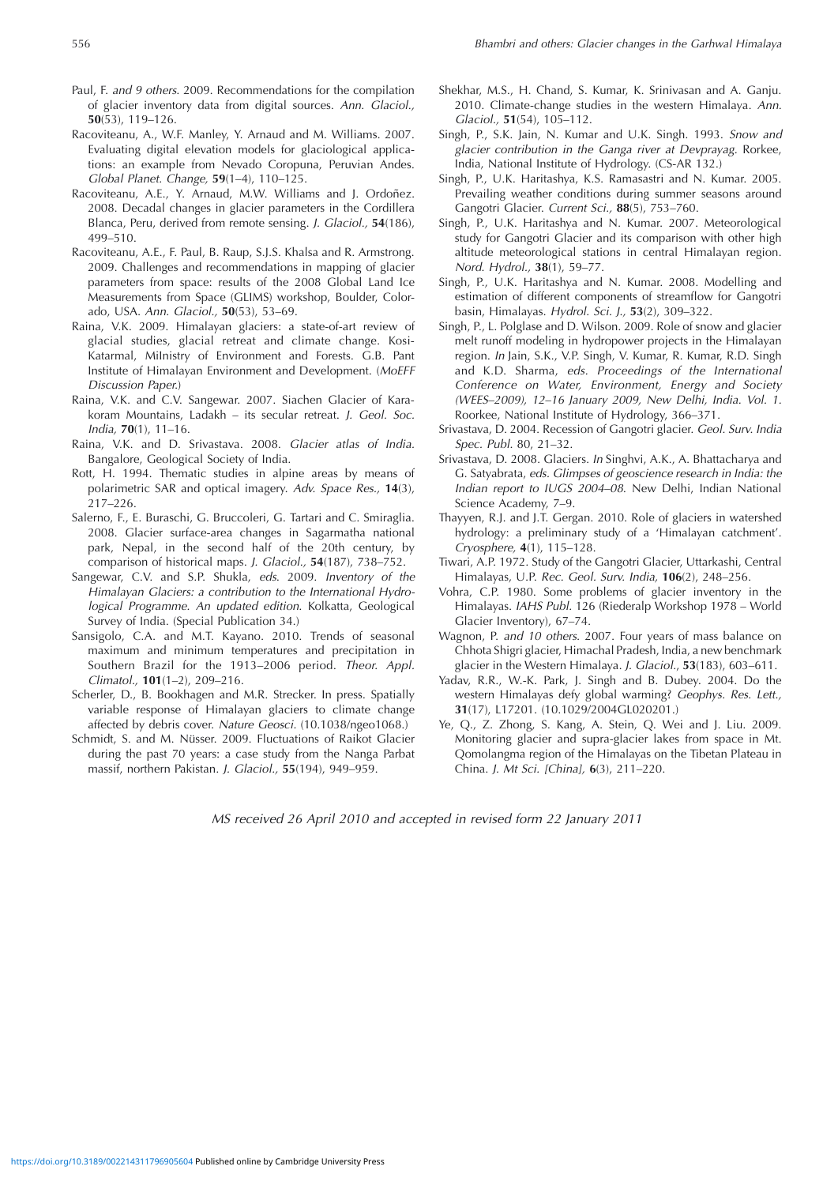Paul, F. *and 9 others*. 2009. Recommendations for the compilation of glacier inventory data from digital sources. *Ann. Glaciol.,* **50**(53), 119–126.

Racoviteanu, A., W.F. Manley, Y. Arnaud and M. Williams. 2007. Evaluating digital elevation models for glaciological applications: an example from Nevado Coropuna, Peruvian Andes. *Global Planet. Change,* **59**(1–4), 110–125.

Racoviteanu, A.E., Y. Arnaud, M.W. Williams and J. Ordoñez. 2008. Decadal changes in glacier parameters in the Cordillera Blanca, Peru, derived from remote sensing. *J. Glaciol.,* **54**(186), 499–510.

Racoviteanu, A.E., F. Paul, B. Raup, S.J.S. Khalsa and R. Armstrong. 2009. Challenges and recommendations in mapping of glacier parameters from space: results of the 2008 Global Land Ice Measurements from Space (GLIMS) workshop, Boulder, Colorado, USA. *Ann. Glaciol.,* **50**(53), 53–69.

Raina, V.K. 2009. Himalayan glaciers: a state-of-art review of glacial studies, glacial retreat and climate change. Kosi-Katarmal, MiInistry of Environment and Forests. G.B. Pant Institute of Himalayan Environment and Development. (*MoEFF Discussion Paper.*)

Raina, V.K. and C.V. Sangewar. 2007. Siachen Glacier of Karakoram Mountains, Ladakh – its secular retreat. *J. Geol. Soc. India,* **70**(1), 11–16.

Raina, V.K. and D. Srivastava. 2008. *Glacier atlas of India.* Bangalore, Geological Society of India.

Rott, H. 1994. Thematic studies in alpine areas by means of polarimetric SAR and optical imagery. *Adv. Space Res.,* **14**(3), 217–226.

Salerno, F., E. Buraschi, G. Bruccoleri, G. Tartari and C. Smiraglia. 2008. Glacier surface-area changes in Sagarmatha national park, Nepal, in the second half of the 20th century, by comparison of historical maps. *J. Glaciol.,* **54**(187), 738–752.

Sangewar, C.V. and S.P. Shukla, *eds*. 2009. *Inventory of the Himalayan Glaciers: a contribution to the International Hydrological Programme. An updated edition.* Kolkatta, Geological Survey of India. (Special Publication 34.)

Sansigolo, C.A. and M.T. Kayano. 2010. Trends of seasonal maximum and minimum temperatures and precipitation in Southern Brazil for the 1913–2006 period. *Theor. Appl. Climatol.,* **101**(1–2), 209–216.

Scherler, D., B. Bookhagen and M.R. Strecker. In press. Spatially variable response of Himalayan glaciers to climate change affected by debris cover. *Nature Geosci.* (10.1038/ngeo1068.)

Schmidt, S. and M. Nüsser. 2009. Fluctuations of Raikot Glacier during the past 70 years: a case study from the Nanga Parbat massif, northern Pakistan. *J. Glaciol.,* **55**(194), 949–959.

Shekhar, M.S., H. Chand, S. Kumar, K. Srinivasan and A. Ganju. 2010. Climate-change studies in the western Himalaya. *Ann. Glaciol.,* **51**(54), 105–112.

Singh, P., S.K. Jain, N. Kumar and U.K. Singh. 1993. *Snow and glacier contribution in the Ganga river at Devprayag.* Rorkee, India, National Institute of Hydrology. (CS-AR 132.)

Singh, P., U.K. Haritashya, K.S. Ramasastri and N. Kumar. 2005. Prevailing weather conditions during summer seasons around Gangotri Glacier. *Current Sci.,* **88**(5), 753–760.

Singh, P., U.K. Haritashya and N. Kumar. 2007. Meteorological study for Gangotri Glacier and its comparison with other high altitude meteorological stations in central Himalayan region. *Nord. Hydrol.,* **38**(1), 59–77.

Singh, P., U.K. Haritashya and N. Kumar. 2008. Modelling and estimation of different components of streamflow for Gangotri basin, Himalayas. *Hydrol. Sci. J.,* **53**(2), 309–322.

Singh, P., L. Polglase and D. Wilson. 2009. Role of snow and glacier melt runoff modeling in hydropower projects in the Himalayan region. *In* Jain, S.K., V.P. Singh, V. Kumar, R. Kumar, R.D. Singh and K.D. Sharma, *eds. Proceedings of the International Conference on Water, Environment, Energy and Society (WEES–2009), 12–16 January 2009, New Delhi, India. Vol. 1.* Roorkee, National Institute of Hydrology, 366–371.

Srivastava, D. 2004. Recession of Gangotri glacier. *Geol. Surv. India Spec. Publ.* 80, 21–32.

Srivastava, D. 2008. Glaciers. *In* Singhvi, A.K., A. Bhattacharya and G. Satyabrata, *eds. Glimpses of geoscience research in India: the Indian report to IUGS 2004–08.* New Delhi, Indian National Science Academy, 7–9.

Thayyen, R.J. and J.T. Gergan. 2010. Role of glaciers in watershed hydrology: a preliminary study of a 'Himalayan catchment'. *Cryosphere,* **4**(1), 115–128.

Tiwari, A.P. 1972. Study of the Gangotri Glacier, Uttarkashi, Central Himalayas, U.P. *Rec. Geol. Surv. India,* **106**(2), 248–256.

Vohra, C.P. 1980. Some problems of glacier inventory in the Himalayas. *IAHS Publ.* 126 (Riederalp Workshop 1978 – World Glacier Inventory), 67–74.

Wagnon, P. *and 10 others*. 2007. Four years of mass balance on Chhota Shigri glacier, Himachal Pradesh, India, a new benchmark glacier in the Western Himalaya. *J. Glaciol.*, **53**(183), 603–611.

Yadav, R.R., W.-K. Park, J. Singh and B. Dubey. 2004. Do the western Himalayas defy global warming? *Geophys. Res. Lett.,* **31**(17), L17201. (10.1029/2004GL020201.)

Ye, Q., Z. Zhong, S. Kang, A. Stein, Q. Wei and J. Liu. 2009. Monitoring glacier and supra-glacier lakes from space in Mt. Qomolangma region of the Himalayas on the Tibetan Plateau in China. *J. Mt Sci. [China],* **6**(3), 211–220.

*MS received 26 April 2010 and accepted in revised form 22 January 2011*